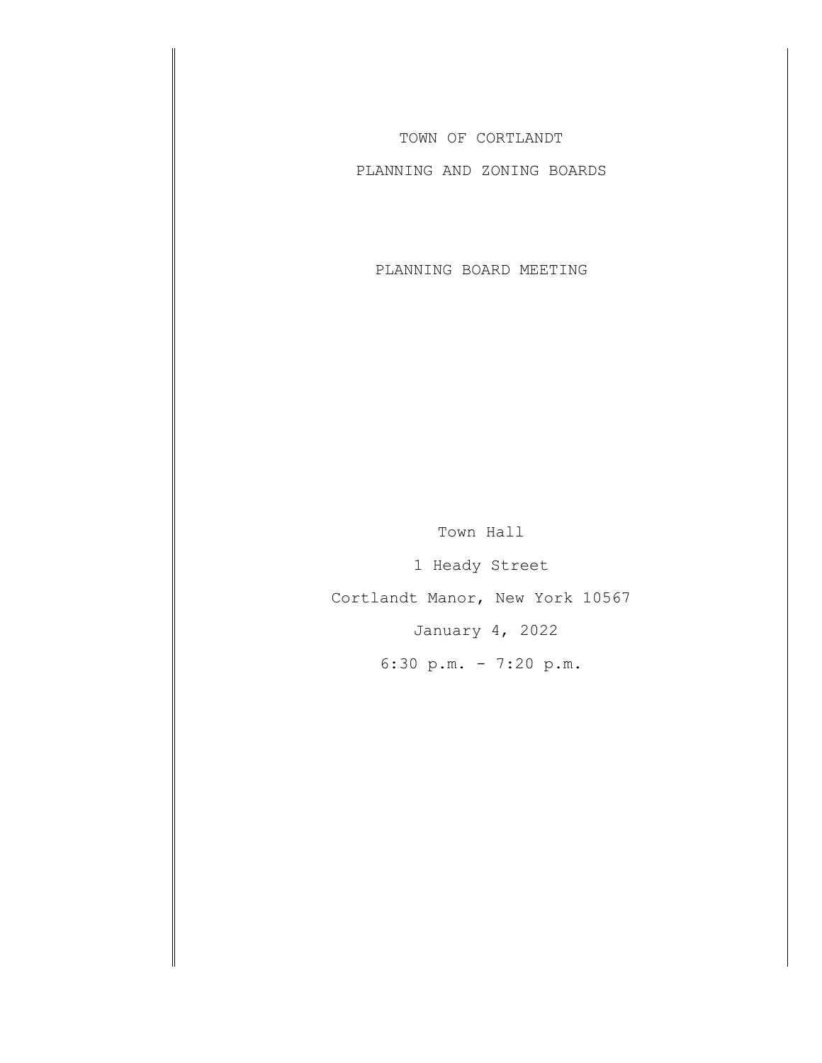# TOWN OF CORTLANDT

## PLANNING AND ZONING BOARDS

### PLANNING BOARD MEETING

Town Hall

1 Heady Street

Cortlandt Manor, New York 10567

January 4, 2022

6:30 p.m. - 7:20 p.m.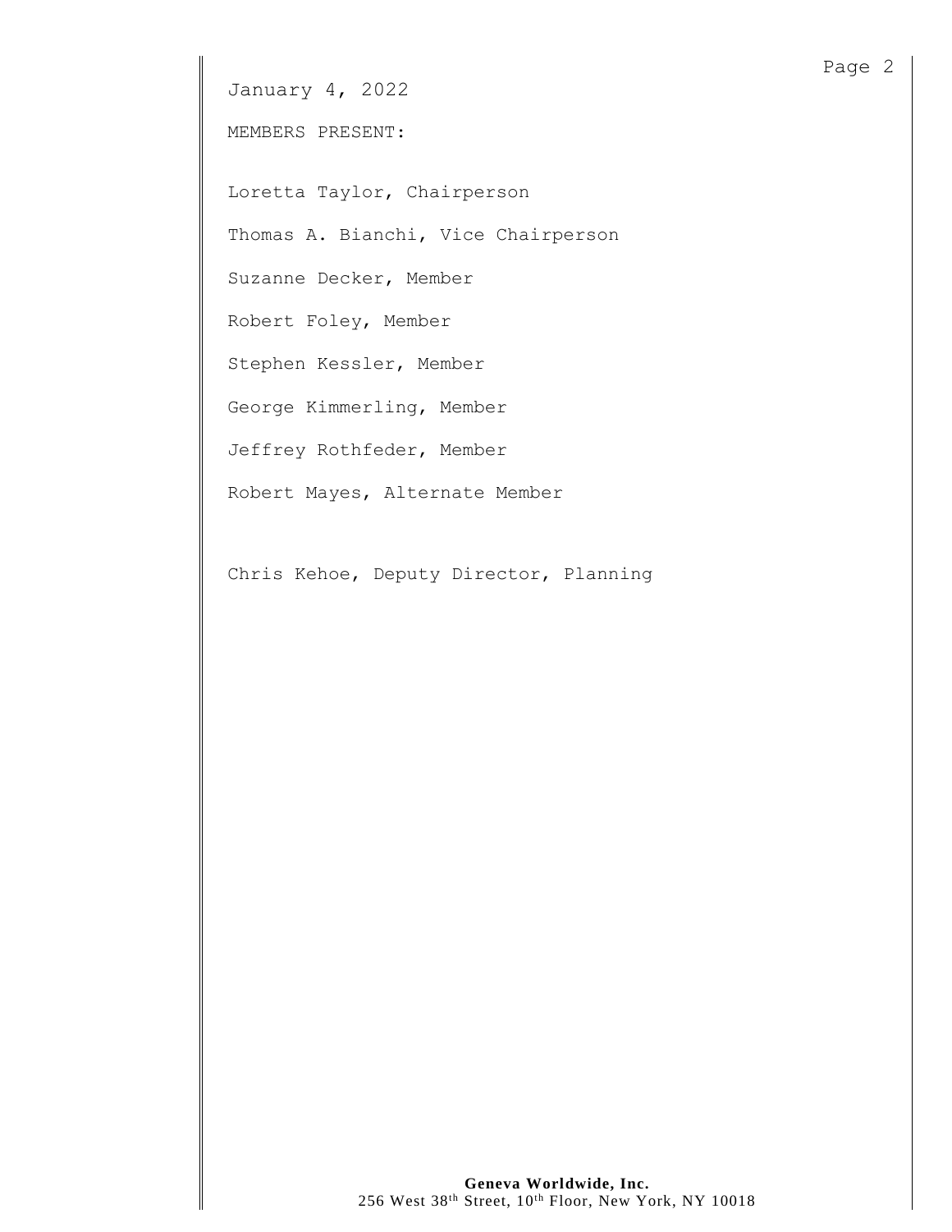January 4, 2022

MEMBERS PRESENT:

Loretta Taylor, Chairperson

Thomas A. Bianchi, Vice Chairperson

Suzanne Decker, Member

Robert Foley, Member

Stephen Kessler, Member

George Kimmerling, Member

Jeffrey Rothfeder, Member

Robert Mayes, Alternate Member

Chris Kehoe, Deputy Director, Planning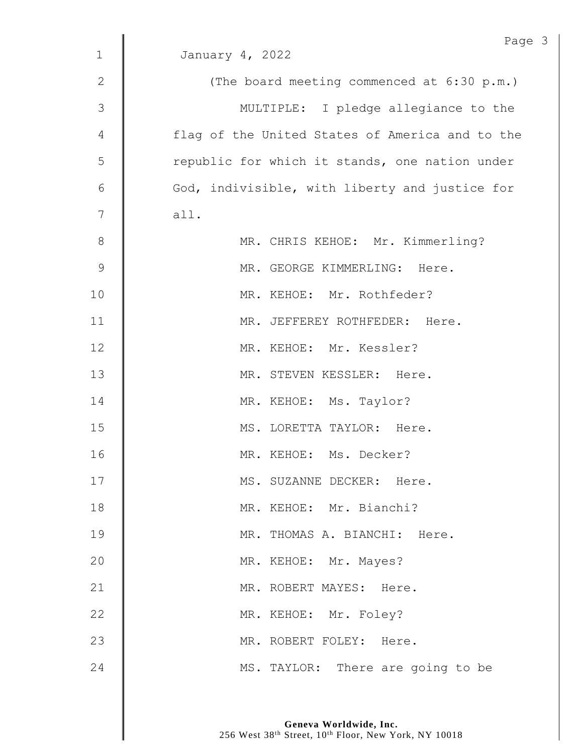January 4, 2022

(The board meeting commenced at 6:30 p.m.)

MULTIPLE: I pledge allegiance to the flag of the United States of America and to the republic for which it stands, one nation under God, indivisible, with liberty and justice for all.

MR. CHRIS KEHOE: Mr. Kimmerling?

MR. GEORGE KIMMERLING: Here.

MR. KEHOE: Mr. Rothfeder?

MR. JEFFEREY ROTHFEDER: Here.

MR. KEHOE: Mr. Kessler?

MR. STEVEN KESSLER: Here.

MR. KEHOE: Ms. Taylor?

MS. LORETTA TAYLOR: Here.

MR. KEHOE: Ms. Decker?

MS. SUZANNE DECKER: Here.

MR. KEHOE: Mr. Bianchi?

MR. THOMAS A. BIANCHI: Here.

MR. KEHOE: Mr. Mayes?

MR. ROBERT MAYES: Here.

MR. KEHOE: Mr. Foley?

MR. ROBERT FOLEY: Here.

MS. TAYLOR: There are going to be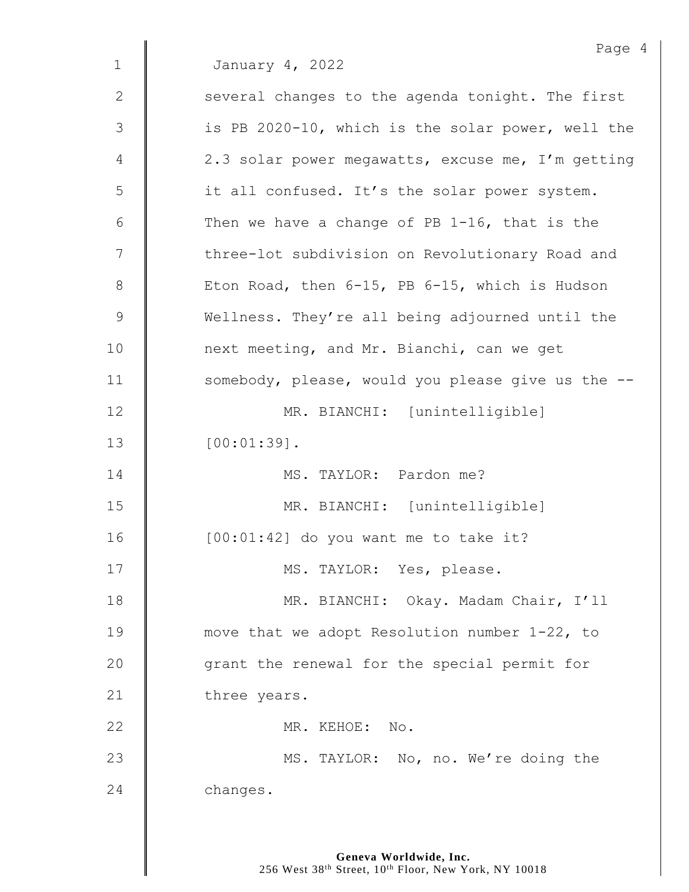January 4, 2022

several changes to the agenda tonight. The first is PB 2020-10, which is the solar power, well the 2.3 solar power megawatts, excuse me, I'm getting it all confused. It's the solar power system. Then we have a change of PB 1-16, that is the three-lot subdivision on Revolutionary Road and Eton Road, then 6-15, PB 6-15, which is Hudson Wellness. They're all being adjourned until the next meeting, and Mr. Bianchi, can we get somebody, please, would you please give us the --

MR. BIANCHI: [unintelligible] [00:01:39].

MS. TAYLOR: Pardon me?

MR. BIANCHI: [unintelligible] [00:01:42] do you want me to take it?

MS. TAYLOR: Yes, please.

MR. BIANCHI: Okay. Madam Chair, I'll move that we adopt Resolution number 1-22, to grant the renewal for the special permit for three years.

MR. KEHOE: No.

MS. TAYLOR: No, no. We're doing the changes.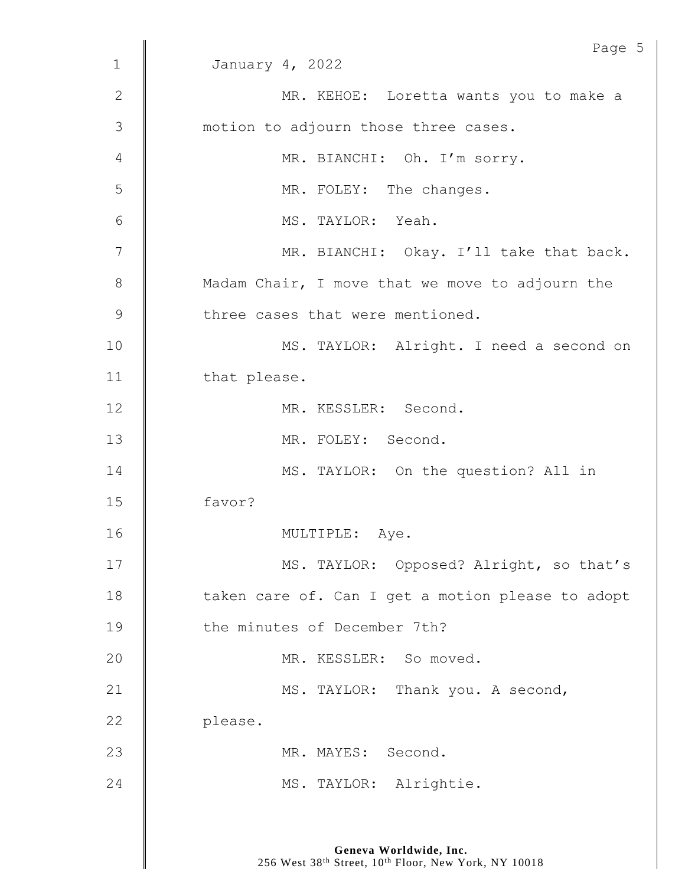January 4, 2022

MR. KEHOE: Loretta wants you to make a motion to adjourn those three cases.

MR. BIANCHI: Oh. I'm sorry.

MR. FOLEY: The changes.

MS. TAYLOR: Yeah.

MR. BIANCHI: Okay. I'll take that back. Madam Chair, I move that we move to adjourn the three cases that were mentioned.

MS. TAYLOR: Alright. I need a second on that please.

MR. KESSLER: Second.

MR. FOLEY: Second.

MS. TAYLOR: On the question? All in favor?

MULTIPLE: Aye.

MS. TAYLOR: Opposed? Alright, so that's taken care of. Can I get a motion please to adopt the minutes of December 7th?

MR. KESSLER: So moved.

MS. TAYLOR: Thank you. A second, please.

MR. MAYES: Second.

MS. TAYLOR: Alrightie.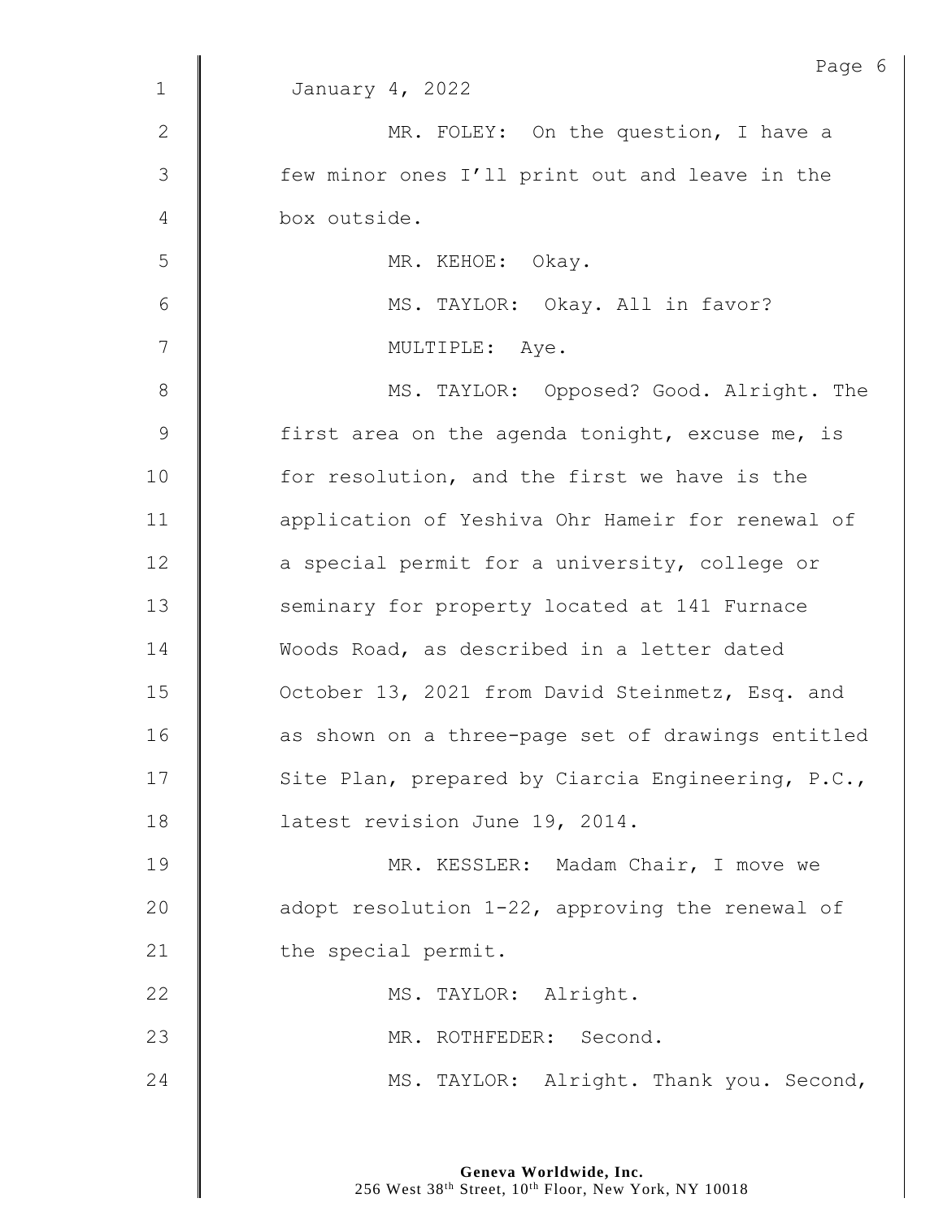January 4, 2022

MR. FOLEY: On the question, I have a few minor ones I'll print out and leave in the box outside.

MR. KEHOE: Okay.

MS. TAYLOR: Okay. All in favor?

MULTIPLE: Aye.

MS. TAYLOR: Opposed? Good. Alright. The first area on the agenda tonight, excuse me, is for resolution, and the first we have is the application of Yeshiva Ohr Hameir for renewal of a special permit for a university, college or seminary for property located at 141 Furnace Woods Road, as described in a letter dated October 13, 2021 from David Steinmetz, Esq. and as shown on a three-page set of drawings entitled Site Plan, prepared by Ciarcia Engineering, P.C., latest revision June 19, 2014.

MR. KESSLER: Madam Chair, I move we adopt resolution 1-22, approving the renewal of the special permit.

MS. TAYLOR: Alright.

MR. ROTHFEDER: Second.

MS. TAYLOR: Alright. Thank you. Second,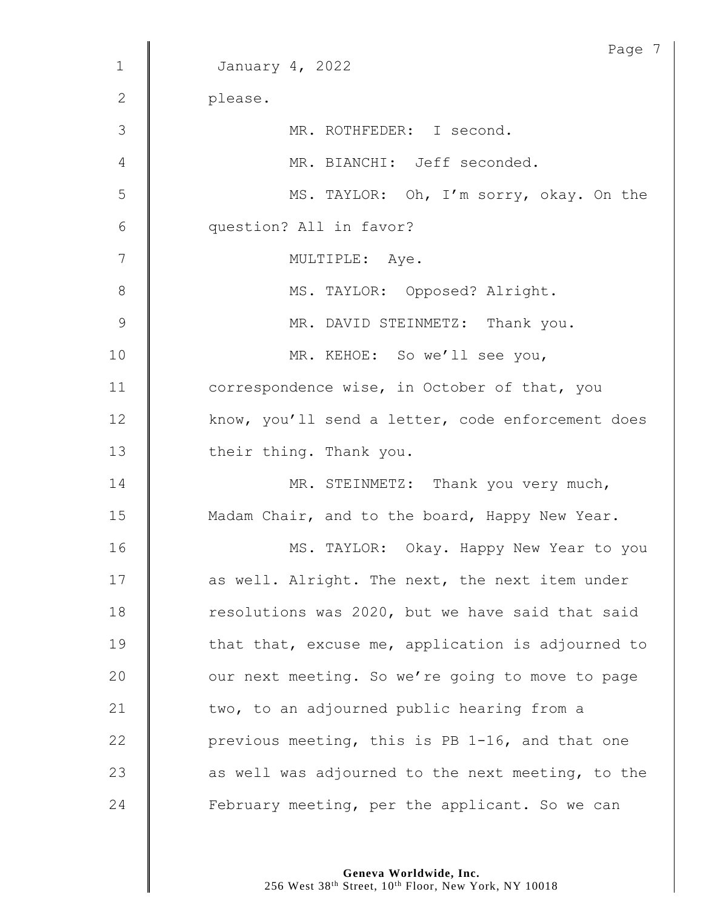January 4, 2022

please.

MR. ROTHFEDER: I second.

MR. BIANCHI: Jeff seconded.

MS. TAYLOR: Oh, I'm sorry, okay. On the question? All in favor?

MULTIPLE: Aye.

MS. TAYLOR: Opposed? Alright.

MR. DAVID STEINMETZ: Thank you.

MR. KEHOE: So we'll see you, correspondence wise, in October of that, you know, you'll send a letter, code enforcement does their thing. Thank you.

MR. STEINMETZ: Thank you very much, Madam Chair, and to the board, Happy New Year.

MS. TAYLOR: Okay. Happy New Year to you as well. Alright. The next, the next item under resolutions was 2020, but we have said that said that that, excuse me, application is adjourned to our next meeting. So we're going to move to page two, to an adjourned public hearing from a previous meeting, this is PB 1-16, and that one as well was adjourned to the next meeting, to the February meeting, per the applicant. So we can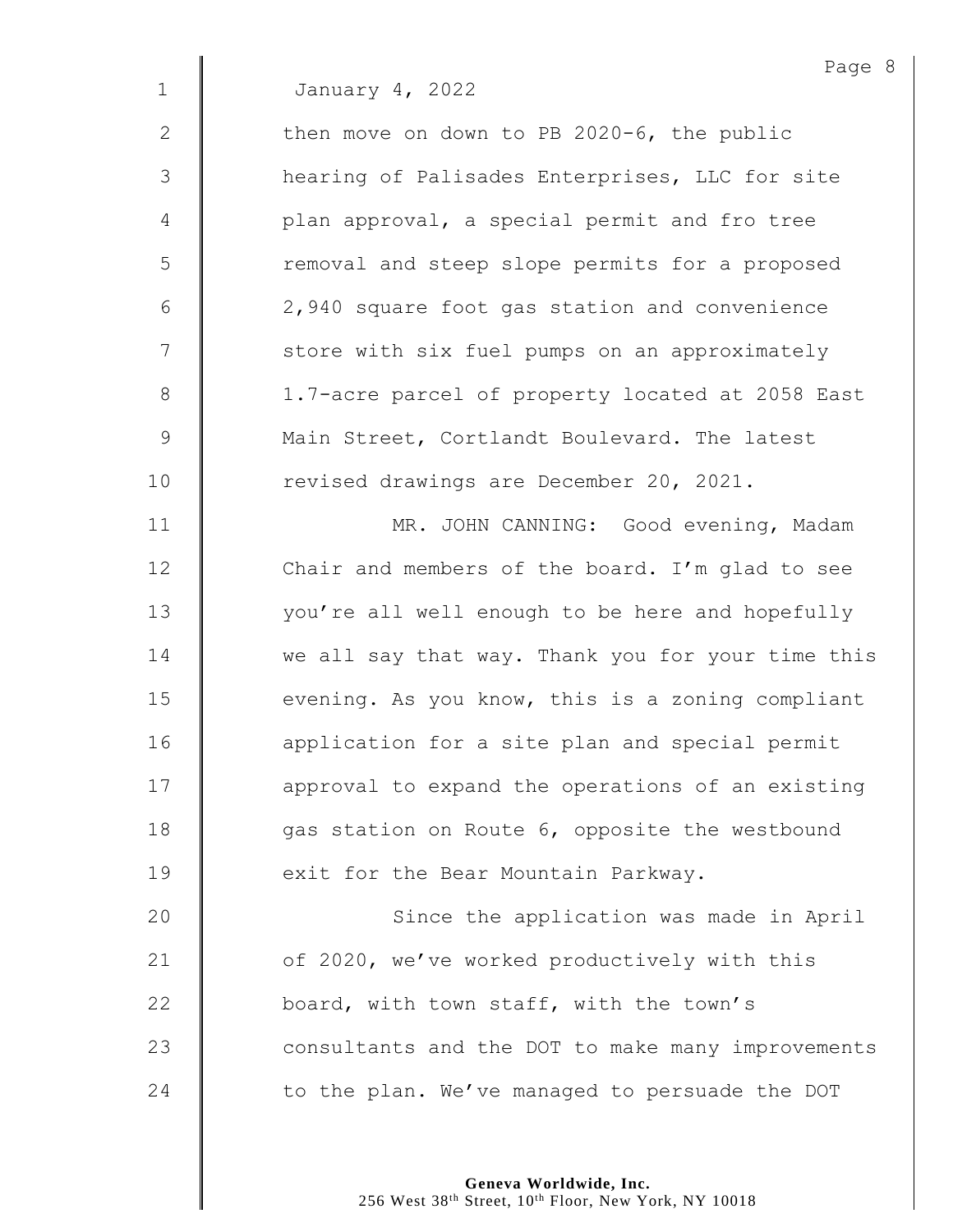January 4, 2022

then move on down to PB 2020-6, the public hearing of Palisades Enterprises, LLC for site plan approval, a special permit and fro tree removal and steep slope permits for a proposed 2,940 square foot gas station and convenience store with six fuel pumps on an approximately 1.7-acre parcel of property located at 2058 East Main Street, Cortlandt Boulevard. The latest revised drawings are December 20, 2021.

MR. JOHN CANNING: Good evening, Madam Chair and members of the board. I'm glad to see you're all well enough to be here and hopefully we all say that way. Thank you for your time this evening. As you know, this is a zoning compliant application for a site plan and special permit approval to expand the operations of an existing gas station on Route 6, opposite the westbound exit for the Bear Mountain Parkway.

Since the application was made in April of 2020, we've worked productively with this board, with town staff, with the town's consultants and the DOT to make many improvements to the plan. We've managed to persuade the DOT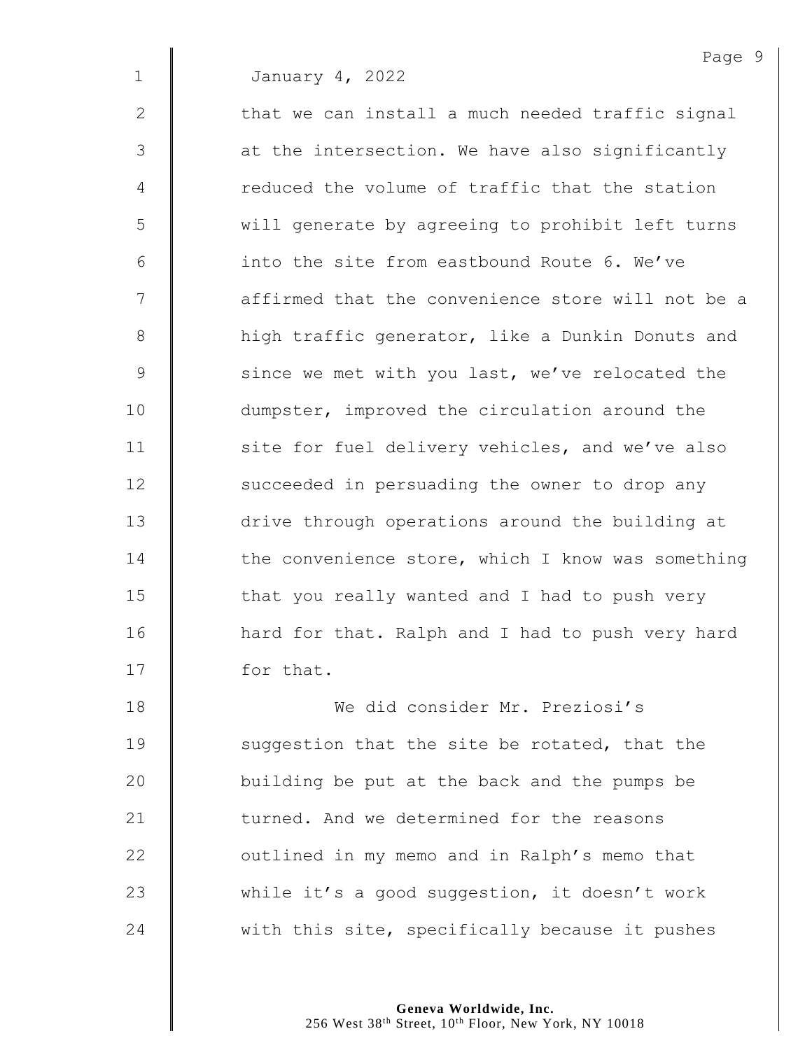January 4, 2022

that we can install a much needed traffic signal at the intersection. We have also significantly reduced the volume of traffic that the station will generate by agreeing to prohibit left turns into the site from eastbound Route 6. We've affirmed that the convenience store will not be a high traffic generator, like a Dunkin Donuts and since we met with you last, we've relocated the dumpster, improved the circulation around the site for fuel delivery vehicles, and we've also succeeded in persuading the owner to drop any drive through operations around the building at the convenience store, which I know was something that you really wanted and I had to push very hard for that. Ralph and I had to push very hard for that.

We did consider Mr. Preziosi's suggestion that the site be rotated, that the building be put at the back and the pumps be turned. And we determined for the reasons outlined in my memo and in Ralph's memo that while it's a good suggestion, it doesn't work with this site, specifically because it pushes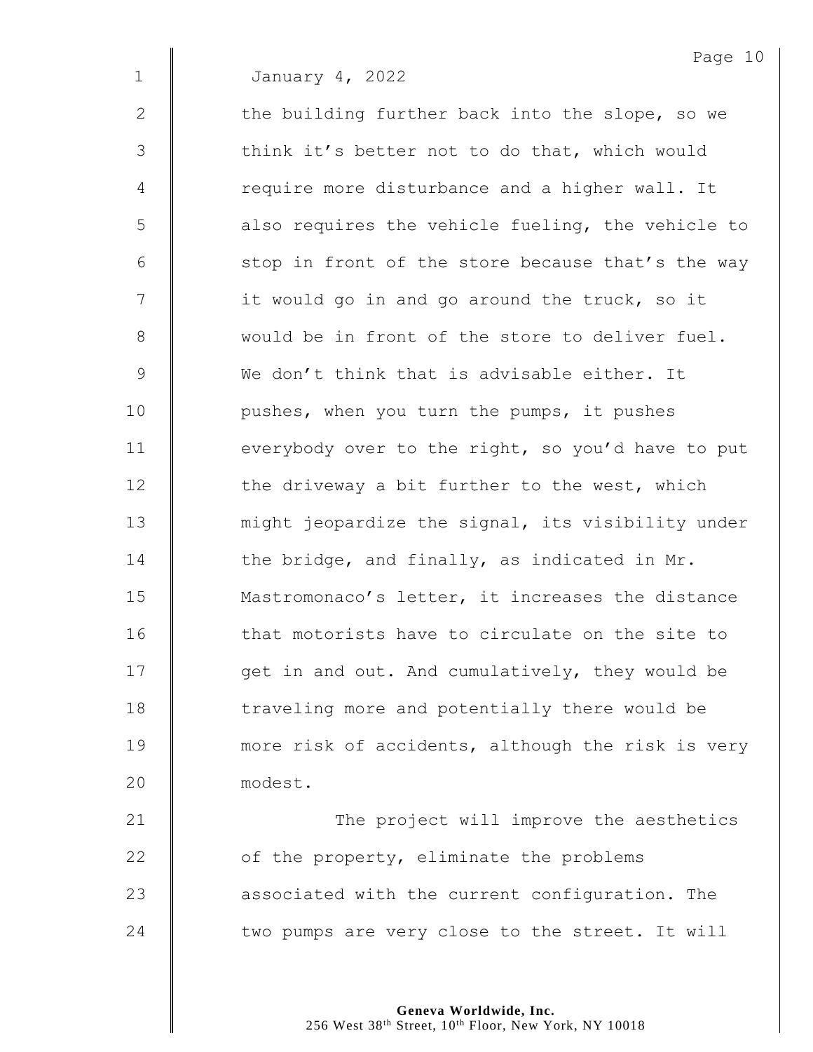January 4, 2022

the building further back into the slope, so we think it's better not to do that, which would require more disturbance and a higher wall. It also requires the vehicle fueling, the vehicle to stop in front of the store because that's the way it would go in and go around the truck, so it would be in front of the store to deliver fuel. We don't think that is advisable either. It pushes, when you turn the pumps, it pushes everybody over to the right, so you'd have to put the driveway a bit further to the west, which might jeopardize the signal, its visibility under the bridge, and finally, as indicated in Mr. Mastromonaco's letter, it increases the distance that motorists have to circulate on the site to get in and out. And cumulatively, they would be traveling more and potentially there would be more risk of accidents, although the risk is very modest.

The project will improve the aesthetics of the property, eliminate the problems associated with the current configuration. The two pumps are very close to the street. It will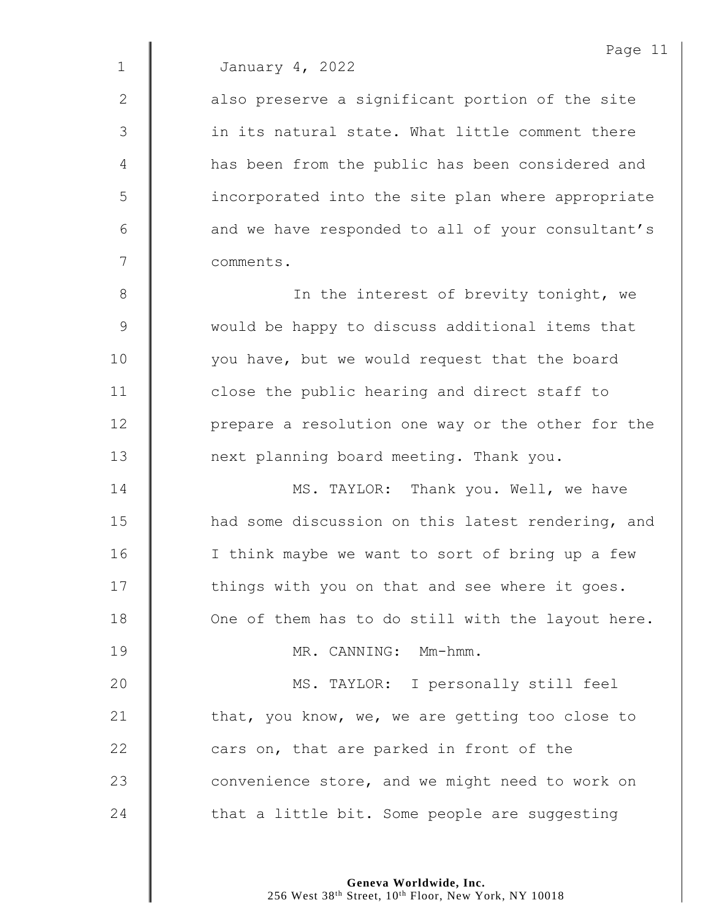January 4, 2022

also preserve a significant portion of the site in its natural state. What little comment there has been from the public has been considered and incorporated into the site plan where appropriate and we have responded to all of your consultant's comments.

In the interest of brevity tonight, we would be happy to discuss additional items that you have, but we would request that the board close the public hearing and direct staff to prepare a resolution one way or the other for the next planning board meeting. Thank you.

MS. TAYLOR: Thank you. Well, we have had some discussion on this latest rendering, and I think maybe we want to sort of bring up a few things with you on that and see where it goes. One of them has to do still with the layout here.

MR. CANNING: Mm-hmm.

MS. TAYLOR: I personally still feel that, you know, we, we are getting too close to cars on, that are parked in front of the convenience store, and we might need to work on that a little bit. Some people are suggesting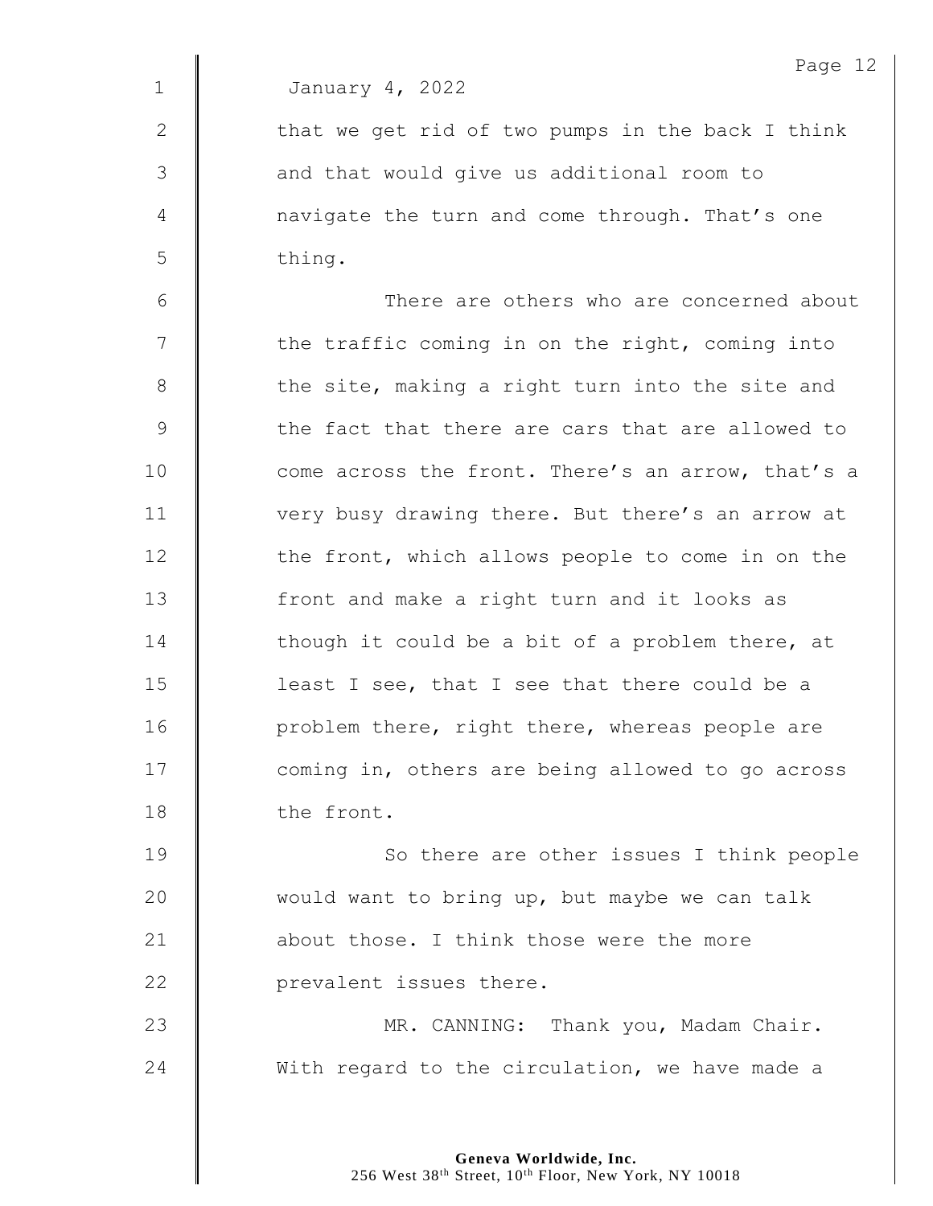January 4, 2022

that we get rid of two pumps in the back I think and that would give us additional room to navigate the turn and come through. That's one thing.

There are others who are concerned about the traffic coming in on the right, coming into the site, making a right turn into the site and the fact that there are cars that are allowed to come across the front. There's an arrow, that's a very busy drawing there. But there's an arrow at the front, which allows people to come in on the front and make a right turn and it looks as though it could be a bit of a problem there, at least I see, that I see that there could be a problem there, right there, whereas people are coming in, others are being allowed to go across the front.

So there are other issues I think people would want to bring up, but maybe we can talk about those. I think those were the more prevalent issues there.

MR. CANNING: Thank you, Madam Chair. With regard to the circulation, we have made a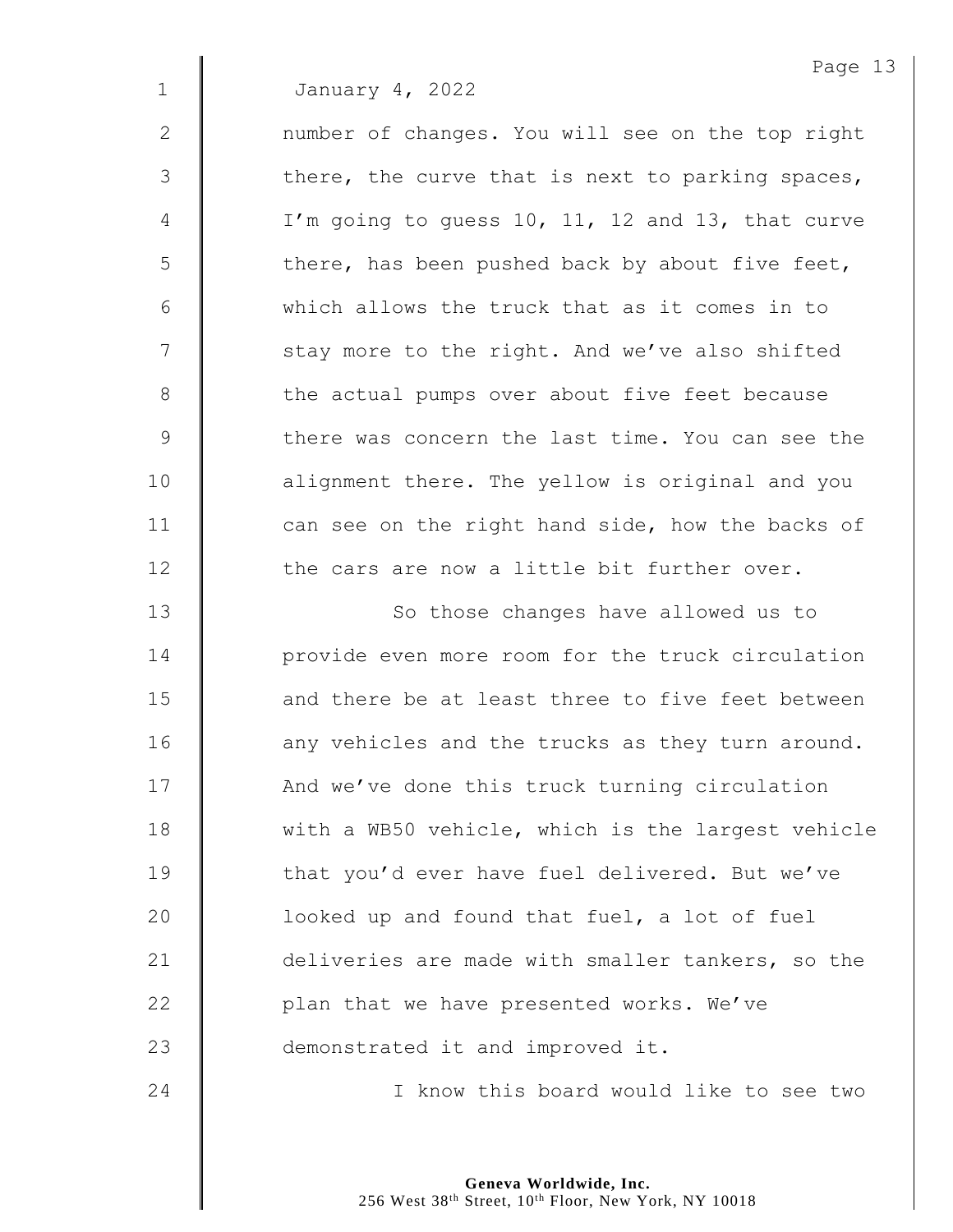January 4, 2022

number of changes. You will see on the top right there, the curve that is next to parking spaces, I'm going to guess 10, 11, 12 and 13, that curve there, has been pushed back by about five feet, which allows the truck that as it comes in to stay more to the right. And we've also shifted the actual pumps over about five feet because there was concern the last time. You can see the alignment there. The yellow is original and you can see on the right hand side, how the backs of the cars are now a little bit further over.

So those changes have allowed us to provide even more room for the truck circulation and there be at least three to five feet between any vehicles and the trucks as they turn around. And we've done this truck turning circulation with a WB50 vehicle, which is the largest vehicle that you'd ever have fuel delivered. But we've looked up and found that fuel, a lot of fuel deliveries are made with smaller tankers, so the plan that we have presented works. We've demonstrated it and improved it.

I know this board would like to see two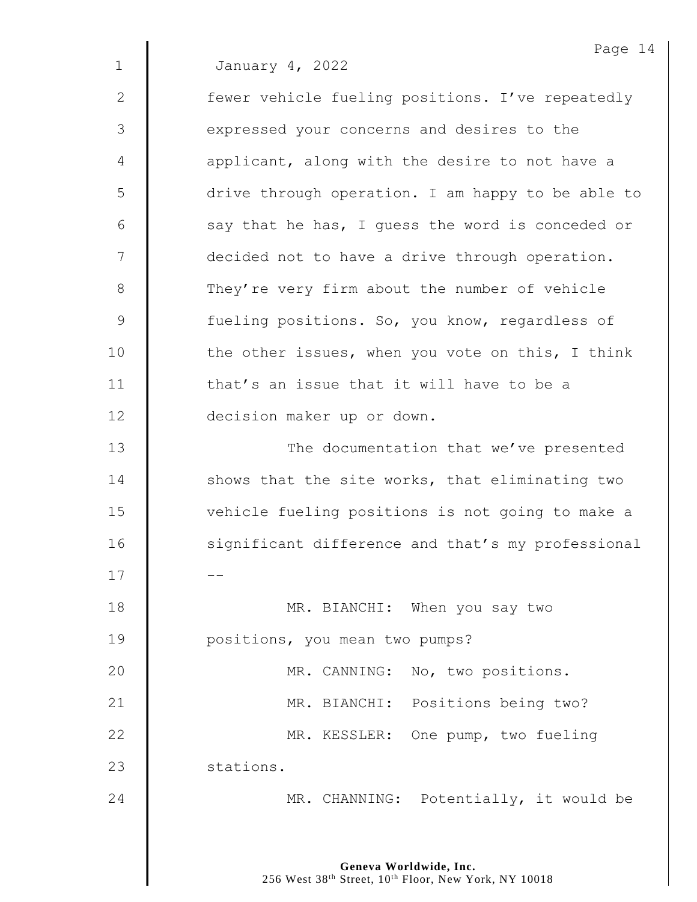January 4, 2022

fewer vehicle fueling positions. I've repeatedly expressed your concerns and desires to the applicant, along with the desire to not have a drive through operation. I am happy to be able to say that he has, I guess the word is conceded or decided not to have a drive through operation. They're very firm about the number of vehicle fueling positions. So, you know, regardless of the other issues, when you vote on this, I think that's an issue that it will have to be a decision maker up or down.

The documentation that we've presented shows that the site works, that eliminating two vehicle fueling positions is not going to make a significant difference and that's my professional --

MR. BIANCHI: When you say two positions, you mean two pumps?

MR. CANNING: No, two positions.

MR. BIANCHI: Positions being two?

MR. KESSLER: One pump, two fueling stations.

MR. CHANNING: Potentially, it would be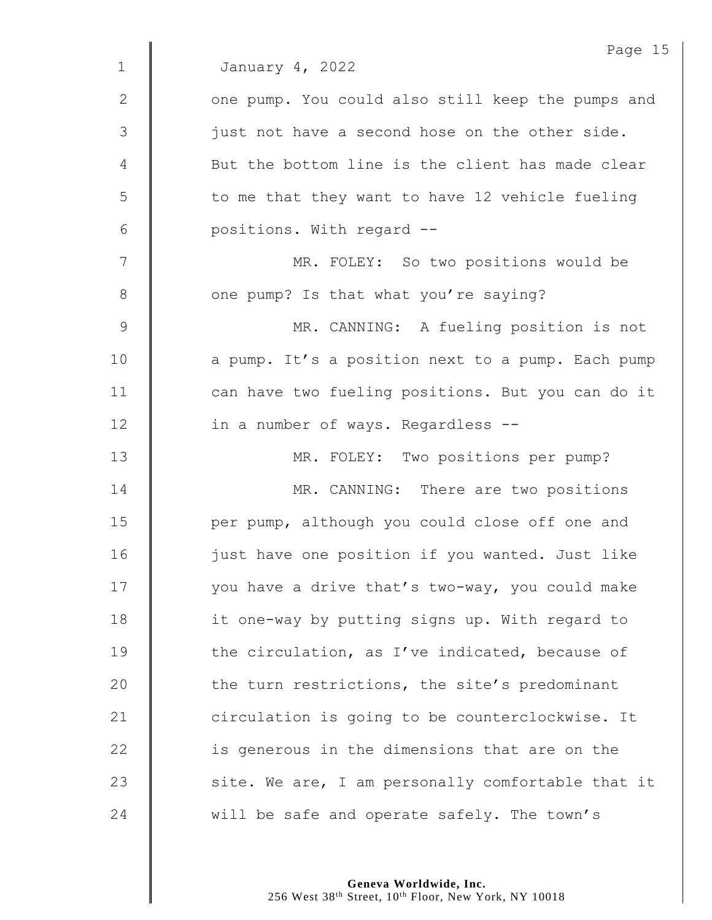January 4, 2022

one pump. You could also still keep the pumps and just not have a second hose on the other side. But the bottom line is the client has made clear to me that they want to have 12 vehicle fueling positions. With regard --

MR. FOLEY: So two positions would be one pump? Is that what you're saying?

MR. CANNING: A fueling position is not a pump. It's a position next to a pump. Each pump can have two fueling positions. But you can do it in a number of ways. Regardless --

MR. FOLEY: Two positions per pump?

MR. CANNING: There are two positions per pump, although you could close off one and just have one position if you wanted. Just like you have a drive that's two-way, you could make it one-way by putting signs up. With regard to the circulation, as I've indicated, because of the turn restrictions, the site's predominant circulation is going to be counterclockwise. It is generous in the dimensions that are on the site. We are, I am personally comfortable that it will be safe and operate safely. The town's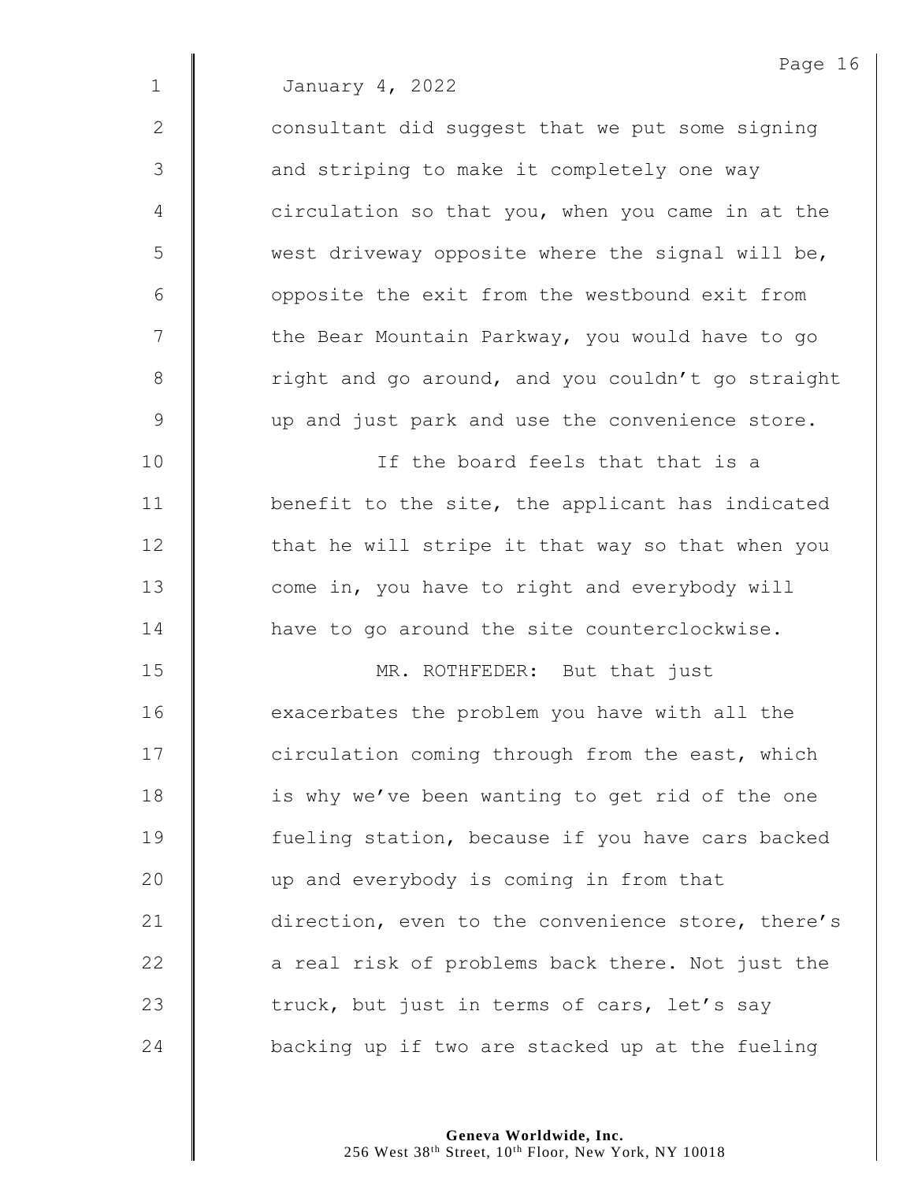January 4, 2022

consultant did suggest that we put some signing and striping to make it completely one way circulation so that you, when you came in at the west driveway opposite where the signal will be, opposite the exit from the westbound exit from the Bear Mountain Parkway, you would have to go right and go around, and you couldn't go straight up and just park and use the convenience store.

If the board feels that that is a benefit to the site, the applicant has indicated that he will stripe it that way so that when you come in, you have to right and everybody will have to go around the site counterclockwise.

MR. ROTHFEDER: But that just exacerbates the problem you have with all the circulation coming through from the east, which is why we've been wanting to get rid of the one fueling station, because if you have cars backed up and everybody is coming in from that direction, even to the convenience store, there's a real risk of problems back there. Not just the truck, but just in terms of cars, let's say backing up if two are stacked up at the fueling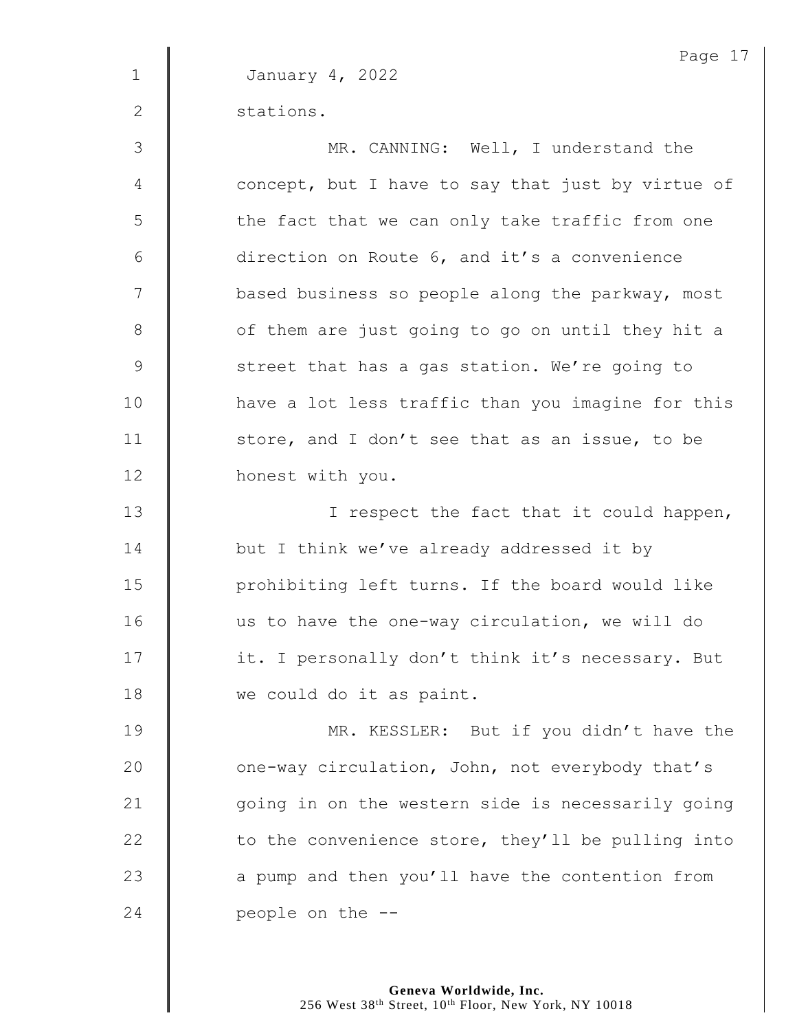January 4, 2022

stations.

MR. CANNING: Well, I understand the concept, but I have to say that just by virtue of the fact that we can only take traffic from one direction on Route 6, and it's a convenience based business so people along the parkway, most of them are just going to go on until they hit a street that has a gas station. We're going to have a lot less traffic than you imagine for this store, and I don't see that as an issue, to be honest with you.

I respect the fact that it could happen, but I think we've already addressed it by prohibiting left turns. If the board would like us to have the one-way circulation, we will do it. I personally don't think it's necessary. But we could do it as paint.

MR. KESSLER: But if you didn't have the one-way circulation, John, not everybody that's going in on the western side is necessarily going to the convenience store, they'll be pulling into a pump and then you'll have the contention from people on the --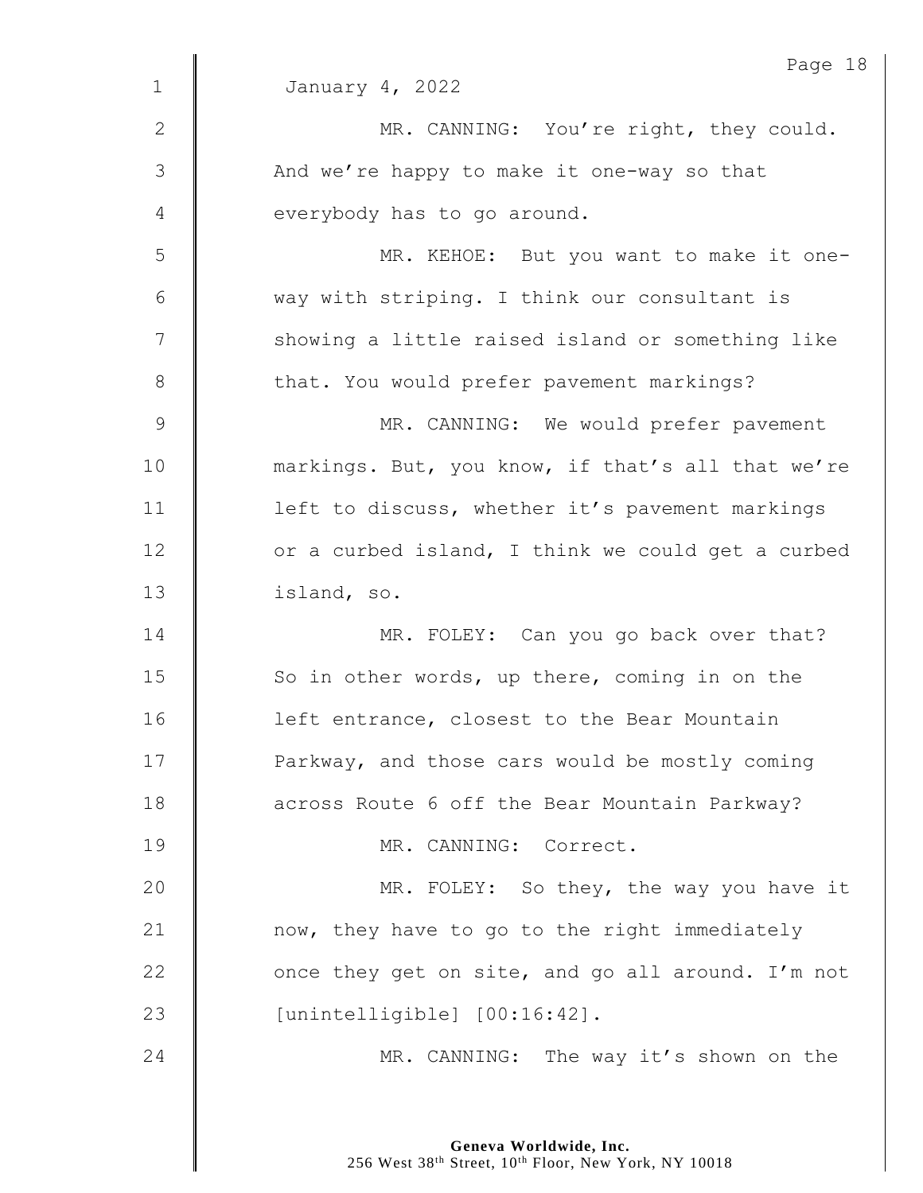January 4, 2022

MR. CANNING: You're right, they could. And we're happy to make it one-way so that everybody has to go around.

MR. KEHOE: But you want to make it one-way with striping. I think our consultant is showing a little raised island or something like that. You would prefer pavement markings?

MR. CANNING: We would prefer pavement markings. But, you know, if that's all that we're left to discuss, whether it's pavement markings or a curbed island, I think we could get a curbed island, so.

MR. FOLEY: Can you go back over that? So in other words, up there, coming in on the left entrance, closest to the Bear Mountain Parkway, and those cars would be mostly coming across Route 6 off the Bear Mountain Parkway?

MR. CANNING: Correct.

MR. FOLEY: So they, the way you have it now, they have to go to the right immediately once they get on site, and go all around. I'm not [unintelligible] [00:16:42].

MR. CANNING: The way it's shown on the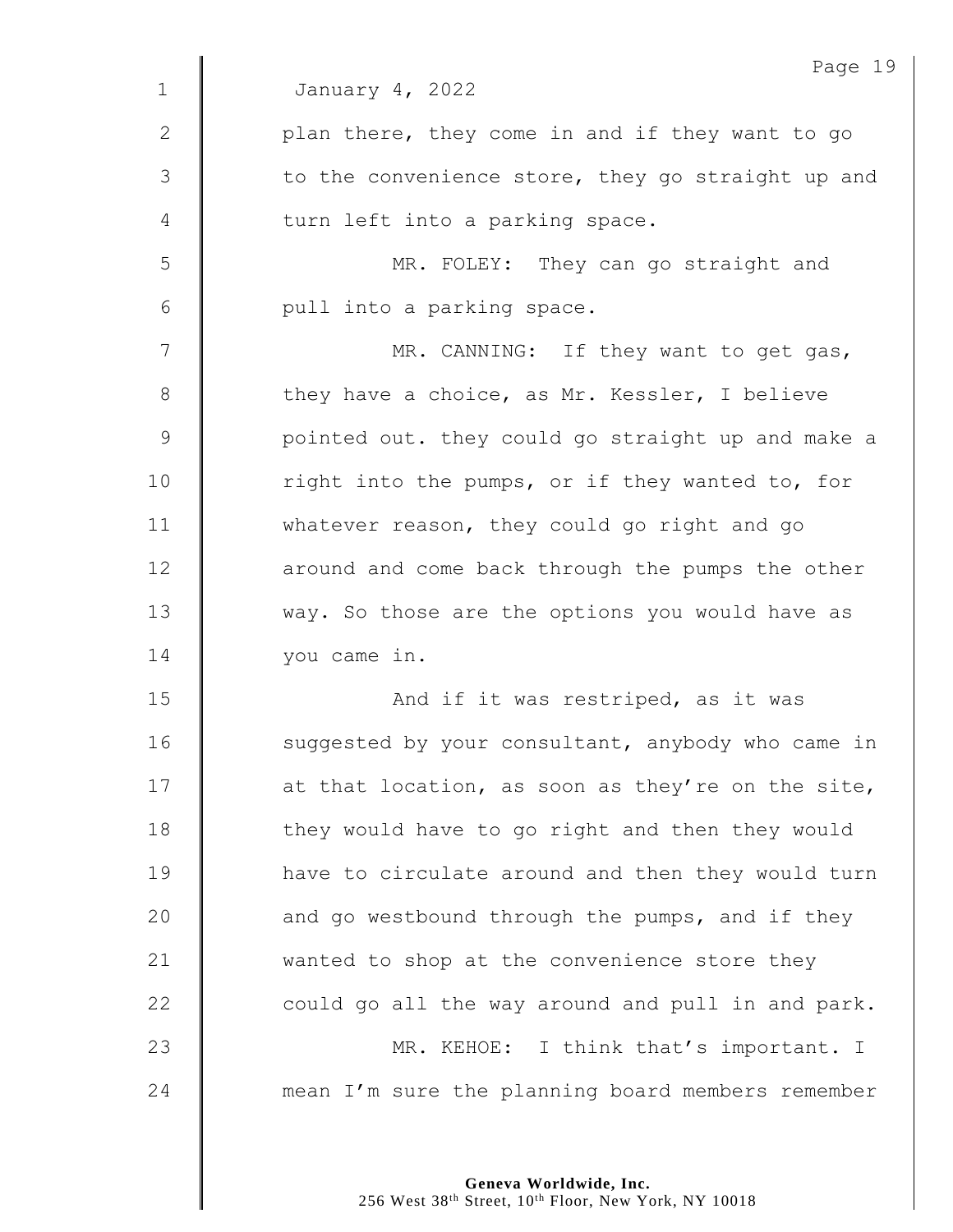January 4, 2022

plan there, they come in and if they want to go to the convenience store, they go straight up and turn left into a parking space.

MR. FOLEY: They can go straight and pull into a parking space.

MR. CANNING: If they want to get gas, they have a choice, as Mr. Kessler, I believe pointed out. they could go straight up and make a right into the pumps, or if they wanted to, for whatever reason, they could go right and go around and come back through the pumps the other way. So those are the options you would have as you came in.

And if it was restriped, as it was suggested by your consultant, anybody who came in at that location, as soon as they're on the site, they would have to go right and then they would have to circulate around and then they would turn and go westbound through the pumps, and if they wanted to shop at the convenience store they could go all the way around and pull in and park.

MR. KEHOE: I think that's important. I mean I'm sure the planning board members remember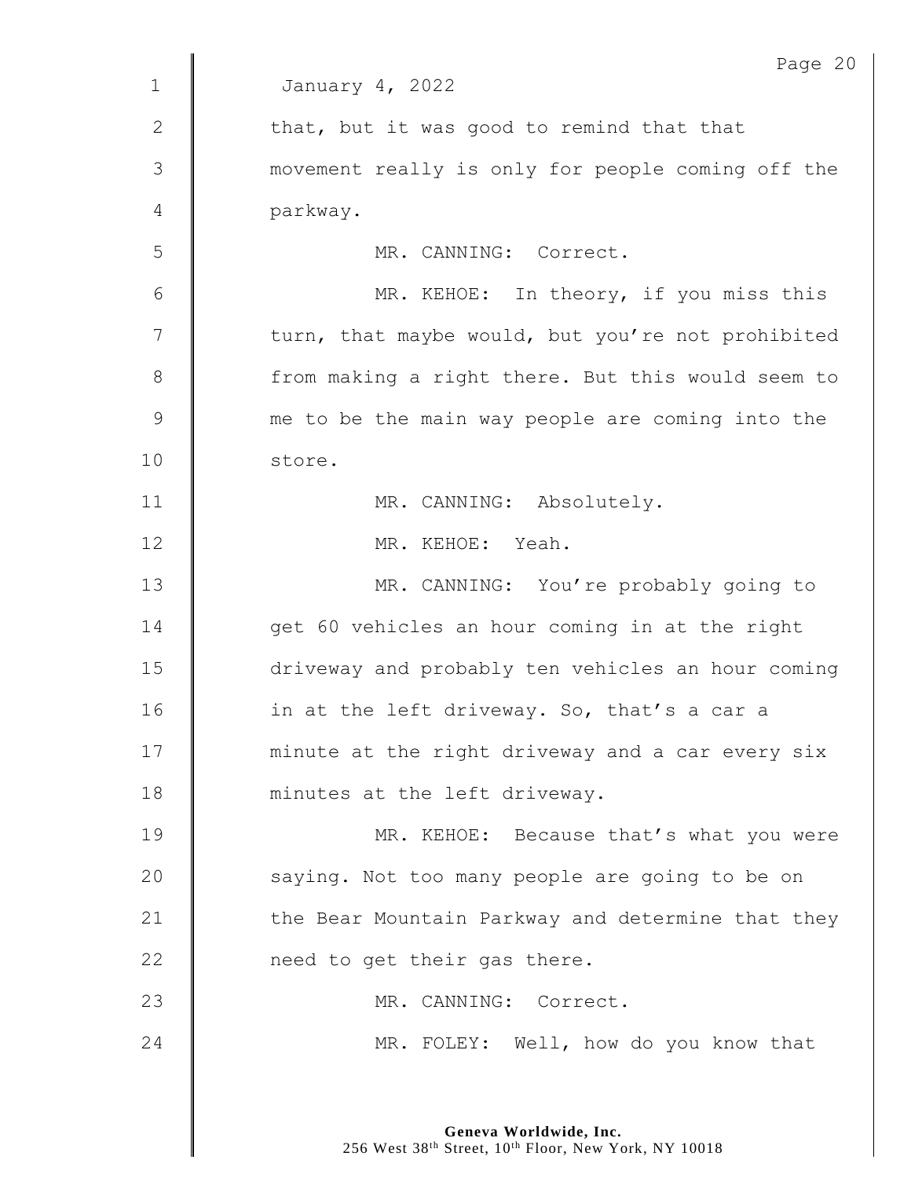January 4, 2022

that, but it was good to remind that that movement really is only for people coming off the parkway.

MR. CANNING: Correct.

MR. KEHOE: In theory, if you miss this turn, that maybe would, but you're not prohibited from making a right there. But this would seem to me to be the main way people are coming into the store.

MR. CANNING: Absolutely.

MR. KEHOE: Yeah.

MR. CANNING: You're probably going to get 60 vehicles an hour coming in at the right driveway and probably ten vehicles an hour coming in at the left driveway. So, that's a car a minute at the right driveway and a car every six minutes at the left driveway.

MR. KEHOE: Because that's what you were saying. Not too many people are going to be on the Bear Mountain Parkway and determine that they need to get their gas there.

MR. CANNING: Correct.

MR. FOLEY: Well, how do you know that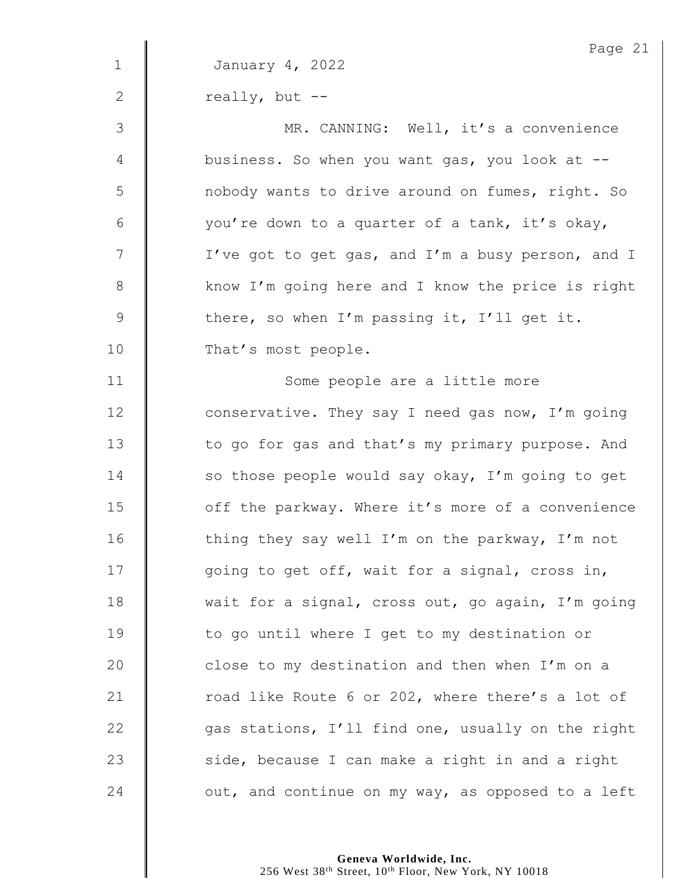January 4, 2022

really, but --

MR. CANNING: Well, it's a convenience business. So when you want gas, you look at -- nobody wants to drive around on fumes, right. So you're down to a quarter of a tank, it's okay, I've got to get gas, and I'm a busy person, and I know I'm going here and I know the price is right there, so when I'm passing it, I'll get it. That's most people.

Some people are a little more conservative. They say I need gas now, I'm going to go for gas and that's my primary purpose. And so those people would say okay, I'm going to get off the parkway. Where it's more of a convenience thing they say well I'm on the parkway, I'm not going to get off, wait for a signal, cross in, wait for a signal, cross out, go again, I'm going to go until where I get to my destination or close to my destination and then when I'm on a road like Route 6 or 202, where there's a lot of gas stations, I'll find one, usually on the right side, because I can make a right in and a right out, and continue on my way, as opposed to a left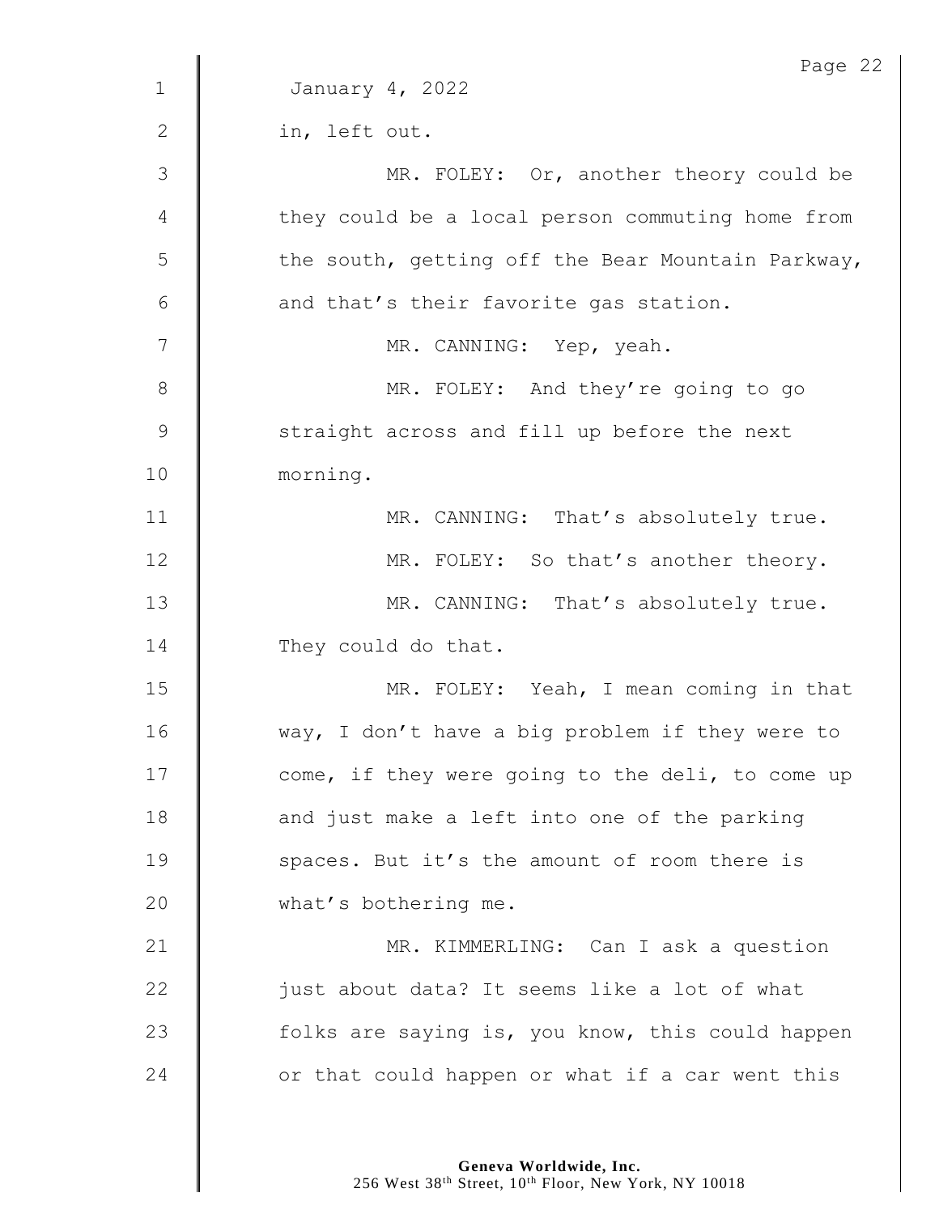January 4, 2022

in, left out.

MR. FOLEY: Or, another theory could be they could be a local person commuting home from the south, getting off the Bear Mountain Parkway, and that's their favorite gas station.

MR. CANNING: Yep, yeah.

MR. FOLEY: And they're going to go straight across and fill up before the next morning.

MR. CANNING: That's absolutely true.

MR. FOLEY: So that's another theory.

MR. CANNING: That's absolutely true. They could do that.

MR. FOLEY: Yeah, I mean coming in that way, I don't have a big problem if they were to come, if they were going to the deli, to come up and just make a left into one of the parking spaces. But it's the amount of room there is what's bothering me.

MR. KIMMERLING: Can I ask a question just about data? It seems like a lot of what folks are saying is, you know, this could happen or that could happen or what if a car went this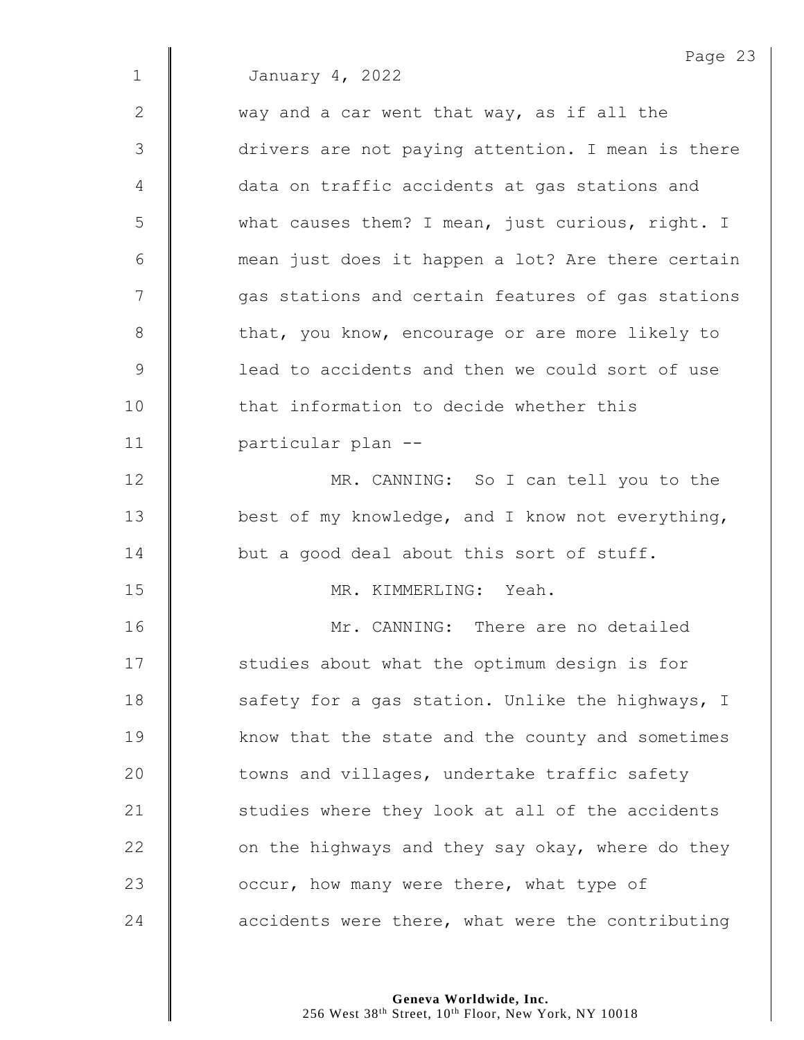January 4, 2022

way and a car went that way, as if all the drivers are not paying attention. I mean is there data on traffic accidents at gas stations and what causes them? I mean, just curious, right. I mean just does it happen a lot? Are there certain gas stations and certain features of gas stations that, you know, encourage or are more likely to lead to accidents and then we could sort of use that information to decide whether this particular plan --

MR. CANNING: So I can tell you to the best of my knowledge, and I know not everything, but a good deal about this sort of stuff.

MR. KIMMERLING: Yeah.

Mr. CANNING: There are no detailed studies about what the optimum design is for safety for a gas station. Unlike the highways, I know that the state and the county and sometimes towns and villages, undertake traffic safety studies where they look at all of the accidents on the highways and they say okay, where do they occur, how many were there, what type of accidents were there, what were the contributing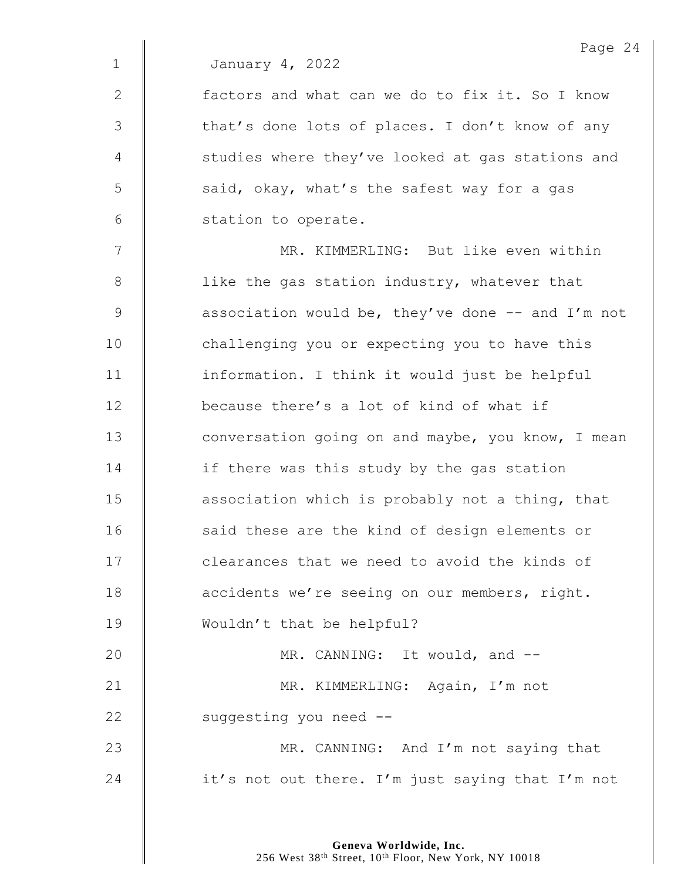January 4, 2022

factors and what can we do to fix it. So I know that's done lots of places. I don't know of any studies where they've looked at gas stations and said, okay, what's the safest way for a gas station to operate.

MR. KIMMERLING: But like even within like the gas station industry, whatever that association would be, they've done -- and I'm not challenging you or expecting you to have this information. I think it would just be helpful because there's a lot of kind of what if conversation going on and maybe, you know, I mean if there was this study by the gas station association which is probably not a thing, that said these are the kind of design elements or clearances that we need to avoid the kinds of accidents we're seeing on our members, right. Wouldn't that be helpful?

MR. CANNING: It would, and --

MR. KIMMERLING: Again, I'm not suggesting you need --

MR. CANNING: And I'm not saying that it's not out there. I'm just saying that I'm not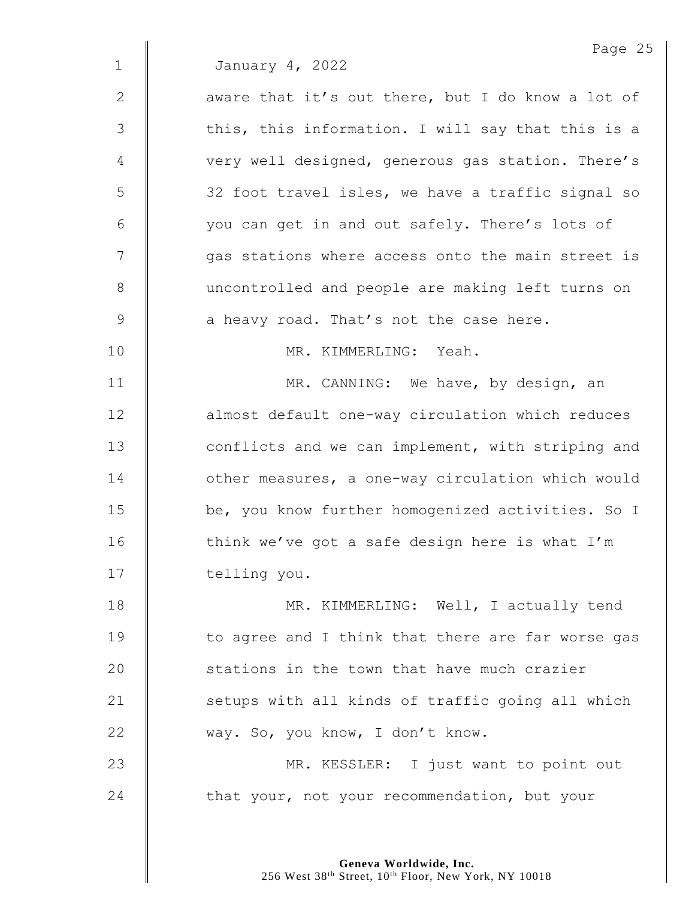January 4, 2022

aware that it's out there, but I do know a lot of this, this information. I will say that this is a very well designed, generous gas station. There's 32 foot travel isles, we have a traffic signal so you can get in and out safely. There's lots of gas stations where access onto the main street is uncontrolled and people are making left turns on a heavy road. That's not the case here.

MR. KIMMERLING: Yeah.

MR. CANNING: We have, by design, an almost default one-way circulation which reduces conflicts and we can implement, with striping and other measures, a one-way circulation which would be, you know further homogenized activities. So I think we've got a safe design here is what I'm telling you.

MR. KIMMERLING: Well, I actually tend to agree and I think that there are far worse gas stations in the town that have much crazier setups with all kinds of traffic going all which way. So, you know, I don't know.

MR. KESSLER: I just want to point out that your, not your recommendation, but your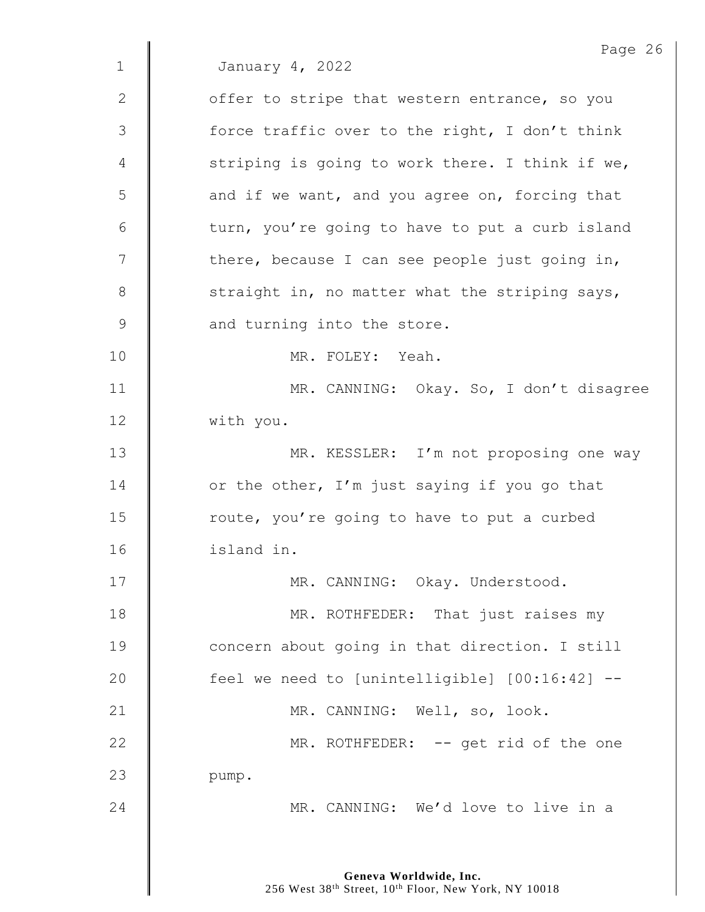January 4, 2022

offer to stripe that western entrance, so you force traffic over to the right, I don't think striping is going to work there. I think if we, and if we want, and you agree on, forcing that turn, you're going to have to put a curb island there, because I can see people just going in, straight in, no matter what the striping says, and turning into the store.

MR. FOLEY: Yeah.

MR. CANNING: Okay. So, I don't disagree with you.

MR. KESSLER: I'm not proposing one way or the other, I'm just saying if you go that route, you're going to have to put a curbed island in.

MR. CANNING: Okay. Understood.

MR. ROTHFEDER: That just raises my concern about going in that direction. I still feel we need to [unintelligible] [00:16:42] --

MR. CANNING: Well, so, look.

MR. ROTHFEDER: -- get rid of the one pump.

MR. CANNING: We'd love to live in a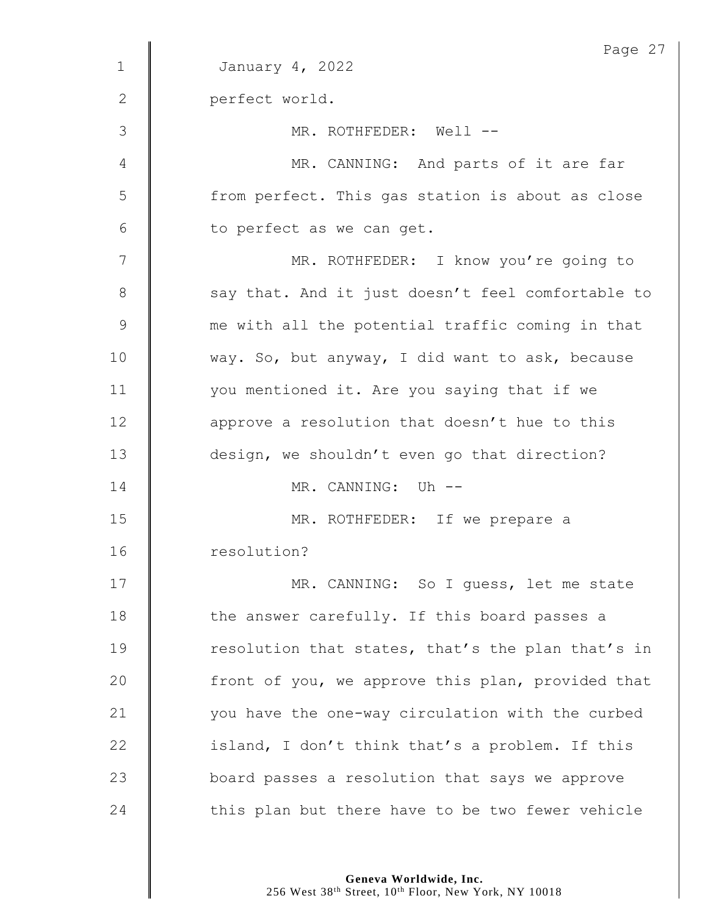January 4, 2022

perfect world.

MR. ROTHFEDER: Well --

MR. CANNING: And parts of it are far from perfect. This gas station is about as close to perfect as we can get.

MR. ROTHFEDER: I know you're going to say that. And it just doesn't feel comfortable to me with all the potential traffic coming in that way. So, but anyway, I did want to ask, because you mentioned it. Are you saying that if we approve a resolution that doesn't hue to this design, we shouldn't even go that direction?

MR. CANNING: Uh --

MR. ROTHFEDER: If we prepare a resolution?

MR. CANNING: So I guess, let me state the answer carefully. If this board passes a resolution that states, that's the plan that's in front of you, we approve this plan, provided that you have the one-way circulation with the curbed island, I don't think that's a problem. If this board passes a resolution that says we approve this plan but there have to be two fewer vehicle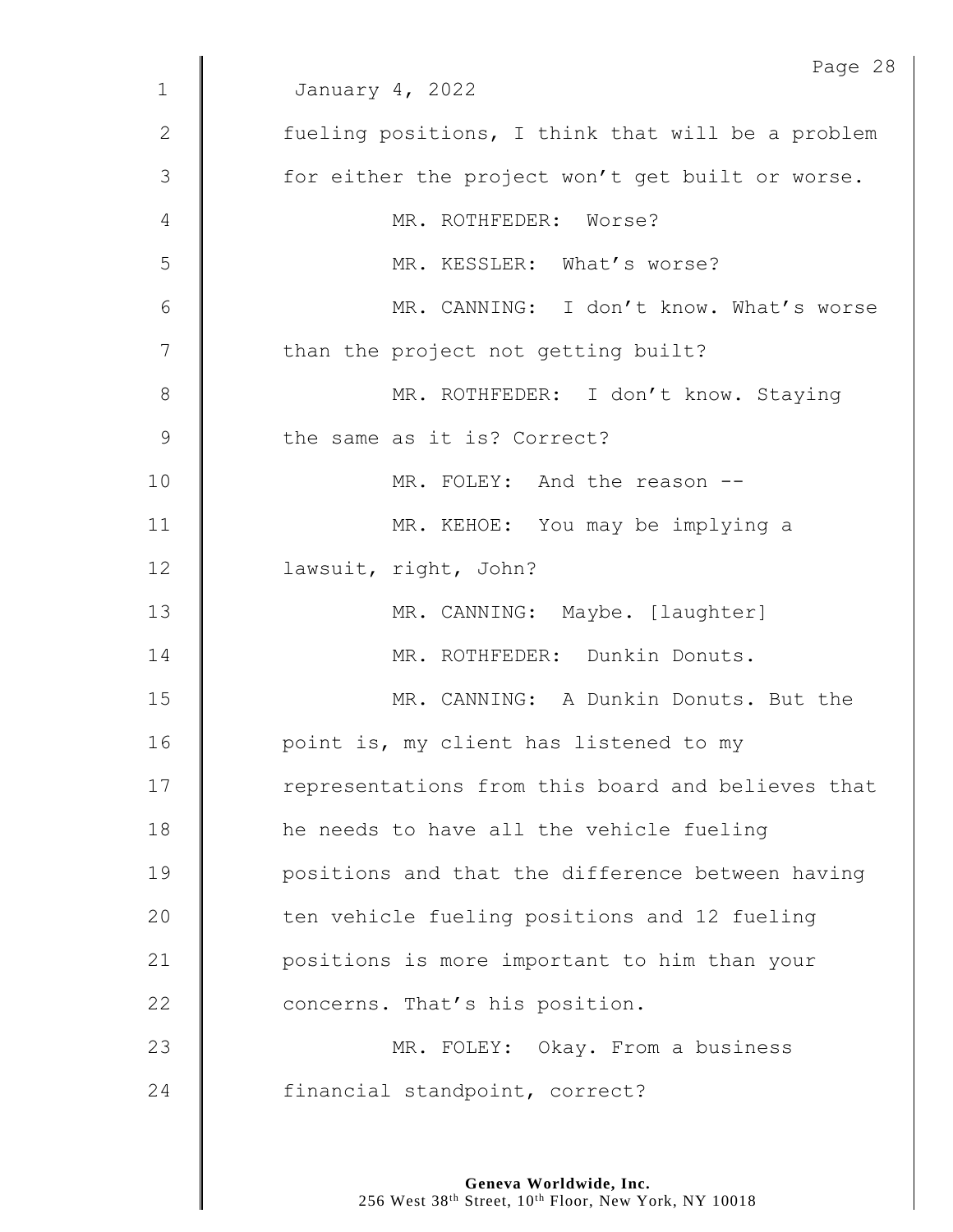January 4, 2022

fueling positions, I think that will be a problem for either the project won't get built or worse.

MR. ROTHFEDER: Worse?

MR. KESSLER: What's worse?

MR. CANNING: I don't know. What's worse than the project not getting built?

MR. ROTHFEDER: I don't know. Staying the same as it is? Correct?

MR. FOLEY: And the reason --

MR. KEHOE: You may be implying a lawsuit, right, John?

MR. CANNING: Maybe. [laughter]

MR. ROTHFEDER: Dunkin Donuts.

MR. CANNING: A Dunkin Donuts. But the point is, my client has listened to my representations from this board and believes that he needs to have all the vehicle fueling positions and that the difference between having ten vehicle fueling positions and 12 fueling positions is more important to him than your concerns. That's his position.

MR. FOLEY: Okay. From a business financial standpoint, correct?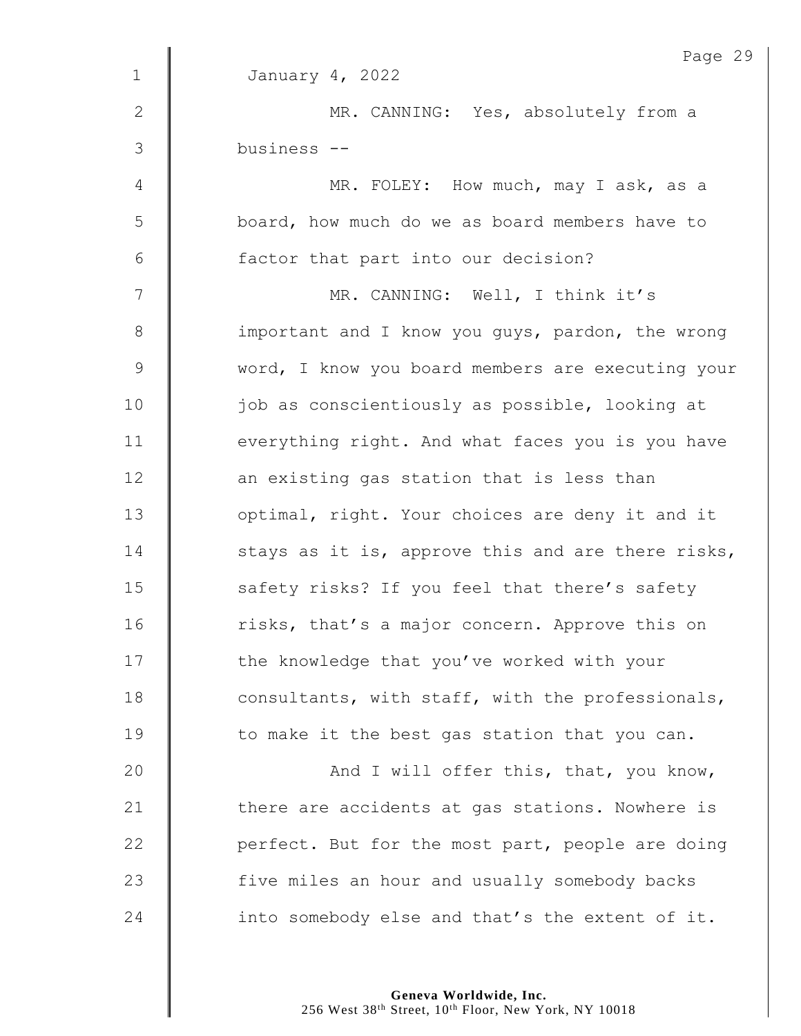January 4, 2022

MR. CANNING: Yes, absolutely from a business --

MR. FOLEY: How much, may I ask, as a board, how much do we as board members have to factor that part into our decision?

MR. CANNING: Well, I think it's important and I know you guys, pardon, the wrong word, I know you board members are executing your job as conscientiously as possible, looking at everything right. And what faces you is you have an existing gas station that is less than optimal, right. Your choices are deny it and it stays as it is, approve this and are there risks, safety risks? If you feel that there's safety risks, that's a major concern. Approve this on the knowledge that you've worked with your consultants, with staff, with the professionals, to make it the best gas station that you can.

And I will offer this, that, you know, there are accidents at gas stations. Nowhere is perfect. But for the most part, people are doing five miles an hour and usually somebody backs into somebody else and that's the extent of it.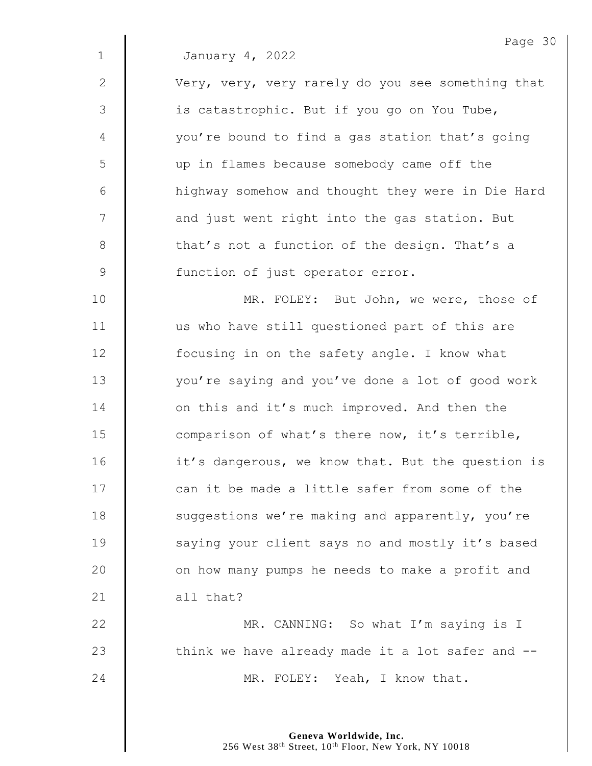January 4, 2022

Very, very, very rarely do you see something that is catastrophic. But if you go on You Tube, you're bound to find a gas station that's going up in flames because somebody came off the highway somehow and thought they were in Die Hard and just went right into the gas station. But that's not a function of the design. That's a function of just operator error.

MR. FOLEY: But John, we were, those of us who have still questioned part of this are focusing in on the safety angle. I know what you're saying and you've done a lot of good work on this and it's much improved. And then the comparison of what's there now, it's terrible, it's dangerous, we know that. But the question is can it be made a little safer from some of the suggestions we're making and apparently, you're saying your client says no and mostly it's based on how many pumps he needs to make a profit and all that?

MR. CANNING: So what I'm saying is I think we have already made it a lot safer and --

MR. FOLEY: Yeah, I know that.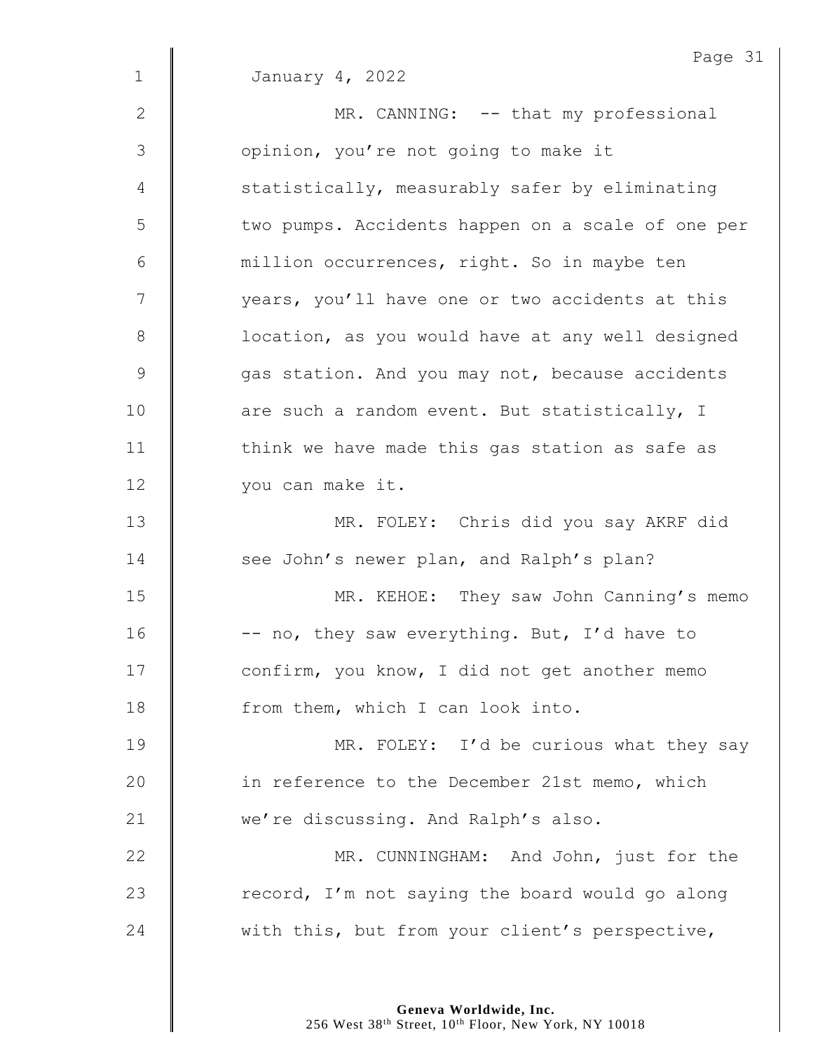January 4, 2022

MR. CANNING: -- that my professional opinion, you're not going to make it statistically, measurably safer by eliminating two pumps. Accidents happen on a scale of one per million occurrences, right. So in maybe ten years, you'll have one or two accidents at this location, as you would have at any well designed gas station. And you may not, because accidents are such a random event. But statistically, I think we have made this gas station as safe as you can make it.

MR. FOLEY: Chris did you say AKRF did see John's newer plan, and Ralph's plan?

MR. KEHOE: They saw John Canning's memo -- no, they saw everything. But, I'd have to confirm, you know, I did not get another memo from them, which I can look into.

MR. FOLEY: I'd be curious what they say in reference to the December 21st memo, which we're discussing. And Ralph's also.

MR. CUNNINGHAM: And John, just for the record, I'm not saying the board would go along with this, but from your client's perspective,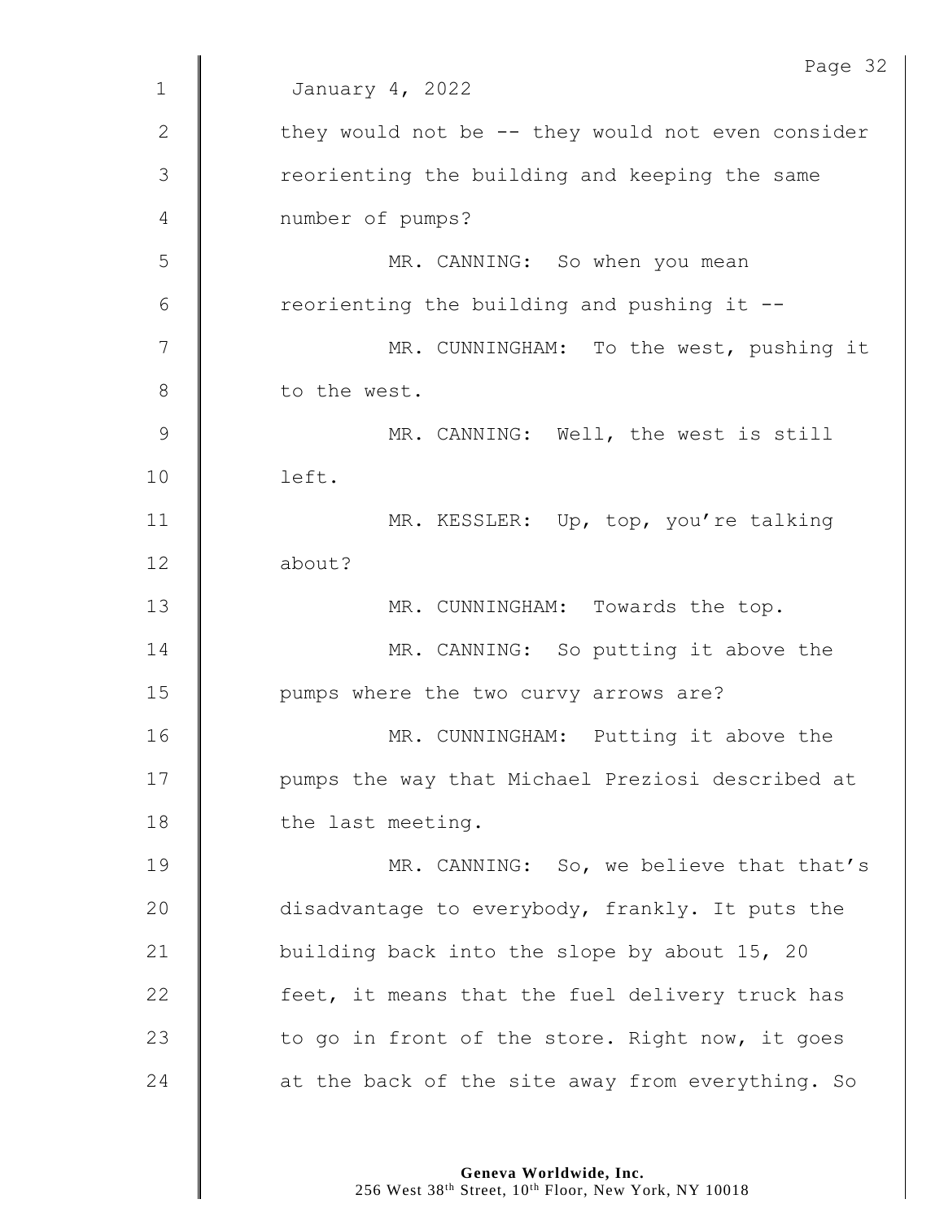January 4, 2022

they would not be -- they would not even consider reorienting the building and keeping the same number of pumps?

MR. CANNING: So when you mean reorienting the building and pushing it --

MR. CUNNINGHAM: To the west, pushing it to the west.

MR. CANNING: Well, the west is still left.

MR. KESSLER: Up, top, you're talking about?

MR. CUNNINGHAM: Towards the top.

MR. CANNING: So putting it above the pumps where the two curvy arrows are?

MR. CUNNINGHAM: Putting it above the pumps the way that Michael Preziosi described at the last meeting.

MR. CANNING: So, we believe that that's disadvantage to everybody, frankly. It puts the building back into the slope by about 15, 20 feet, it means that the fuel delivery truck has to go in front of the store. Right now, it goes at the back of the site away from everything. So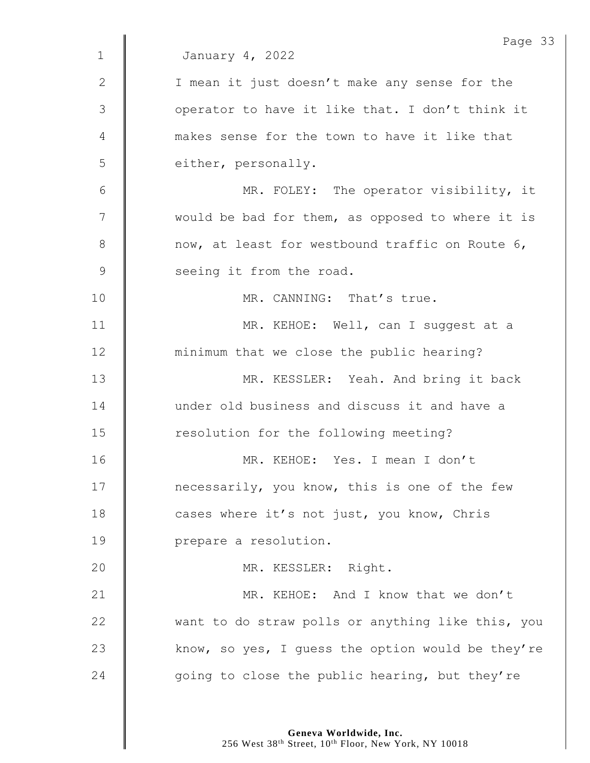January 4, 2022

I mean it just doesn't make any sense for the operator to have it like that. I don't think it makes sense for the town to have it like that either, personally.

MR. FOLEY: The operator visibility, it would be bad for them, as opposed to where it is now, at least for westbound traffic on Route 6, seeing it from the road.

MR. CANNING: That's true.

MR. KEHOE: Well, can I suggest at a minimum that we close the public hearing?

MR. KESSLER: Yeah. And bring it back under old business and discuss it and have a resolution for the following meeting?

MR. KEHOE: Yes. I mean I don't necessarily, you know, this is one of the few cases where it's not just, you know, Chris prepare a resolution.

MR. KESSLER: Right.

MR. KEHOE: And I know that we don't want to do straw polls or anything like this, you know, so yes, I guess the option would be they're going to close the public hearing, but they're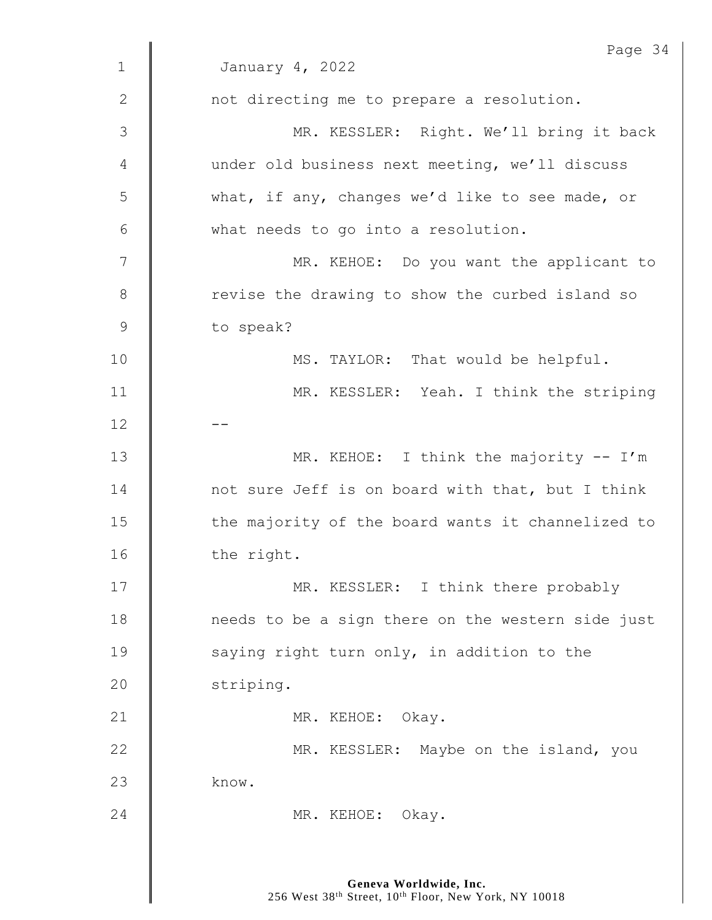January 4, 2022

not directing me to prepare a resolution.

MR. KESSLER: Right. We'll bring it back under old business next meeting, we'll discuss what, if any, changes we'd like to see made, or what needs to go into a resolution.

MR. KEHOE: Do you want the applicant to revise the drawing to show the curbed island so to speak?

MS. TAYLOR: That would be helpful.

MR. KESSLER: Yeah. I think the striping --

MR. KEHOE: I think the majority -- I'm not sure Jeff is on board with that, but I think the majority of the board wants it channelized to the right.

MR. KESSLER: I think there probably needs to be a sign there on the western side just saying right turn only, in addition to the striping.

MR. KEHOE: Okay.

MR. KESSLER: Maybe on the island, you know.

MR. KEHOE: Okay.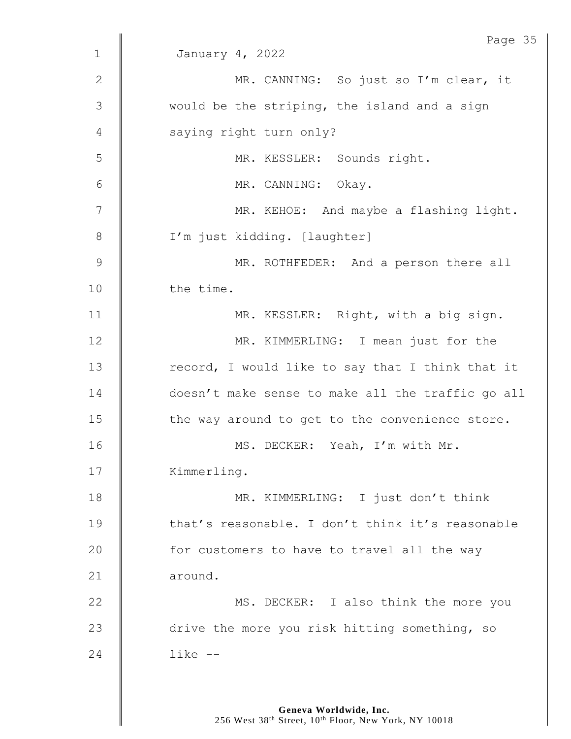January 4, 2022

MR. CANNING: So just so I'm clear, it would be the striping, the island and a sign saying right turn only?

MR. KESSLER: Sounds right.

MR. CANNING: Okay.

MR. KEHOE: And maybe a flashing light. I'm just kidding. [laughter]

MR. ROTHFEDER: And a person there all the time.

MR. KESSLER: Right, with a big sign.

MR. KIMMERLING: I mean just for the record, I would like to say that I think that it doesn't make sense to make all the traffic go all the way around to get to the convenience store.

MS. DECKER: Yeah, I'm with Mr. Kimmerling.

MR. KIMMERLING: I just don't think that's reasonable. I don't think it's reasonable for customers to have to travel all the way around.

MS. DECKER: I also think the more you drive the more you risk hitting something, so like --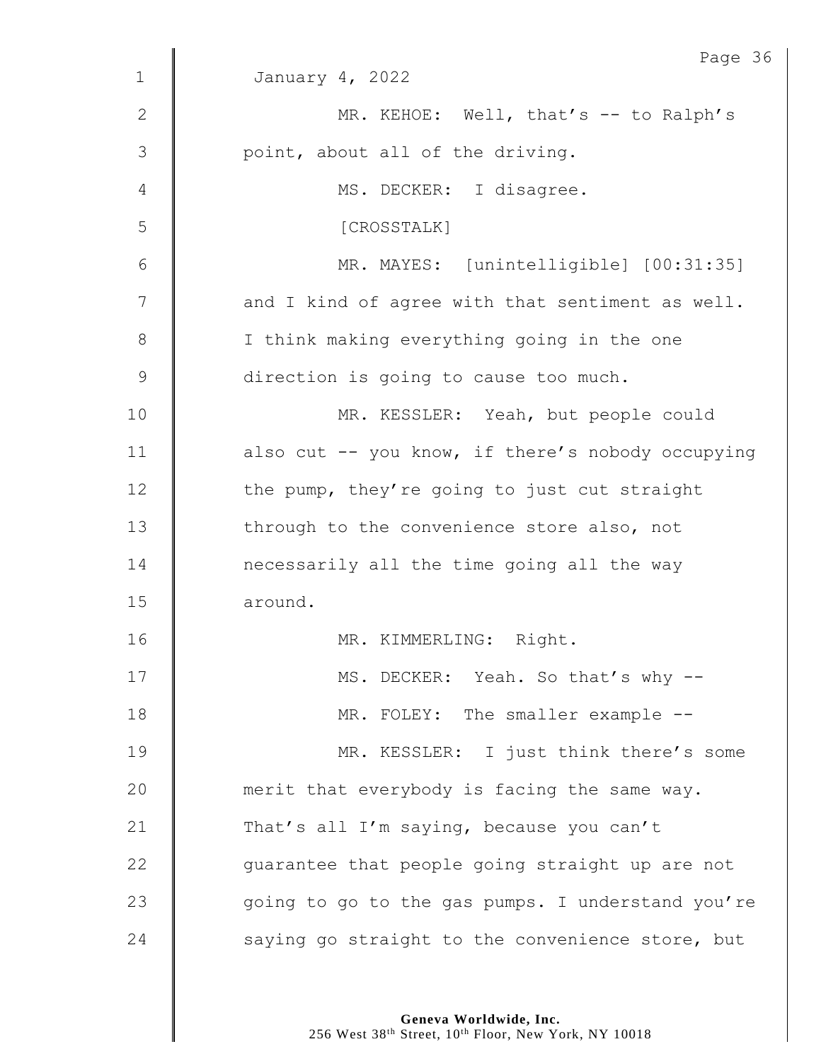January 4, 2022

MR. KEHOE: Well, that's -- to Ralph's point, about all of the driving.

MS. DECKER: I disagree.

[CROSSTALK]

MR. MAYES: [unintelligible] [00:31:35] and I kind of agree with that sentiment as well. I think making everything going in the one direction is going to cause too much.

MR. KESSLER: Yeah, but people could also cut -- you know, if there's nobody occupying the pump, they're going to just cut straight through to the convenience store also, not necessarily all the time going all the way around.

MR. KIMMERLING: Right.

MS. DECKER: Yeah. So that's why --

MR. FOLEY: The smaller example --

MR. KESSLER: I just think there's some merit that everybody is facing the same way. That's all I'm saying, because you can't guarantee that people going straight up are not going to go to the gas pumps. I understand you're saying go straight to the convenience store, but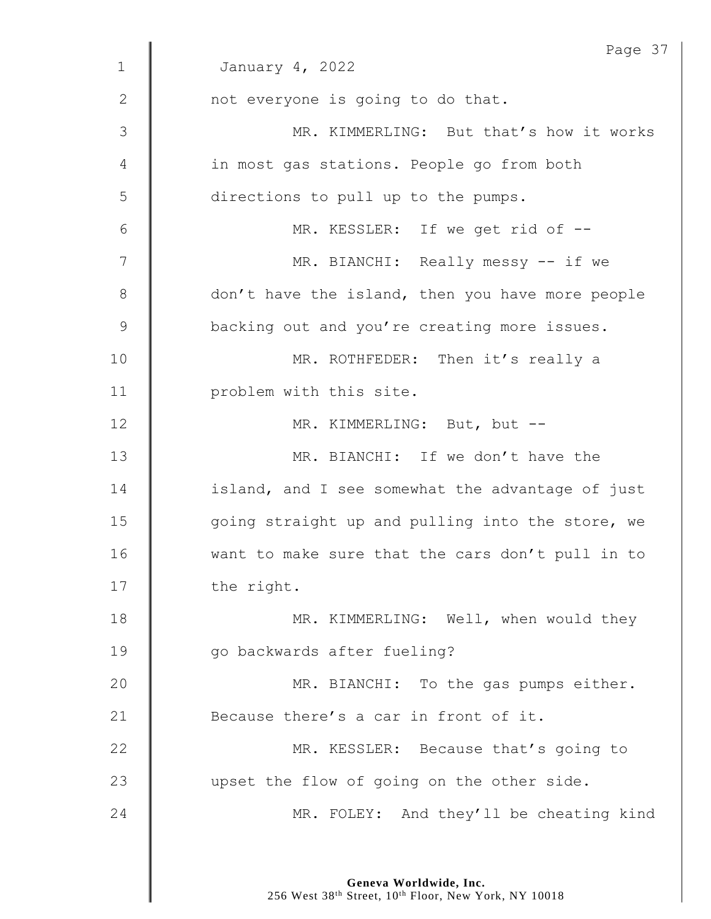January 4, 2022

not everyone is going to do that.

MR. KIMMERLING: But that's how it works in most gas stations. People go from both directions to pull up to the pumps.

MR. KESSLER: If we get rid of --

MR. BIANCHI: Really messy -- if we don't have the island, then you have more people backing out and you're creating more issues.

MR. ROTHFEDER: Then it's really a problem with this site.

MR. KIMMERLING: But, but --

MR. BIANCHI: If we don't have the island, and I see somewhat the advantage of just going straight up and pulling into the store, we want to make sure that the cars don't pull in to the right.

MR. KIMMERLING: Well, when would they go backwards after fueling?

MR. BIANCHI: To the gas pumps either. Because there's a car in front of it.

MR. KESSLER: Because that's going to upset the flow of going on the other side.

MR. FOLEY: And they'll be cheating kind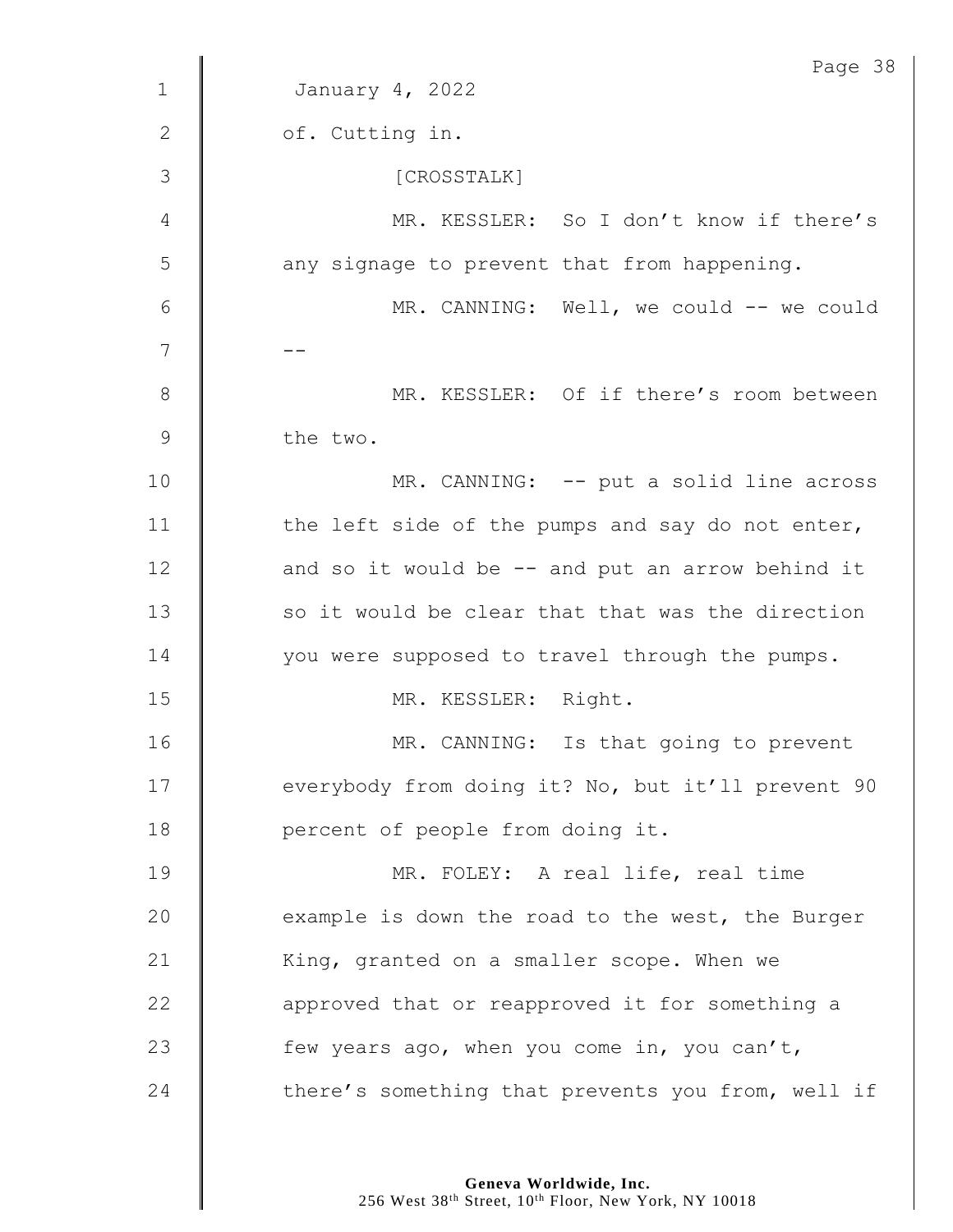January 4, 2022

of. Cutting in.

[CROSSTALK]

MR. KESSLER: So I don't know if there's any signage to prevent that from happening.

MR. CANNING: Well, we could -- we could --

MR. KESSLER: Of if there's room between the two.

MR. CANNING: -- put a solid line across the left side of the pumps and say do not enter, and so it would be -- and put an arrow behind it so it would be clear that that was the direction you were supposed to travel through the pumps.

MR. KESSLER: Right.

MR. CANNING: Is that going to prevent everybody from doing it? No, but it'll prevent 90 percent of people from doing it.

MR. FOLEY: A real life, real time example is down the road to the west, the Burger King, granted on a smaller scope. When we approved that or reapproved it for something a few years ago, when you come in, you can't, there's something that prevents you from, well if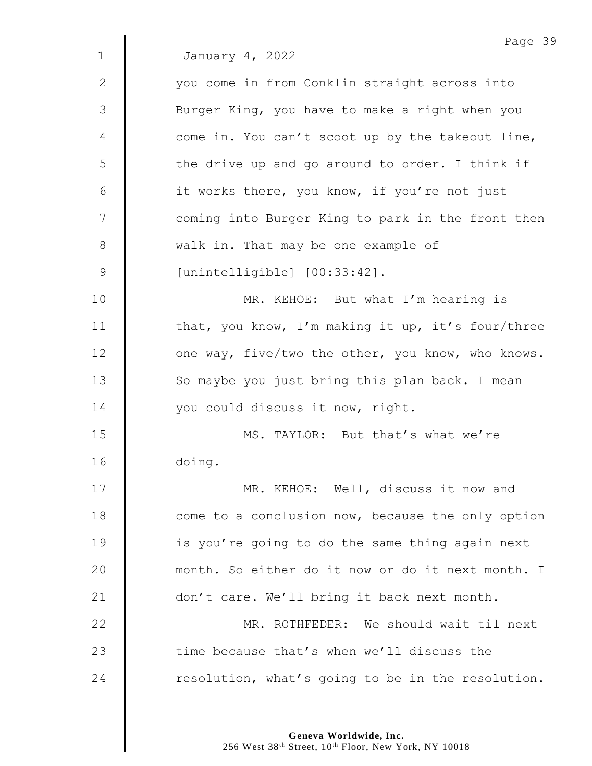January 4, 2022

you come in from Conklin straight across into Burger King, you have to make a right when you come in. You can't scoot up by the takeout line, the drive up and go around to order. I think if it works there, you know, if you're not just coming into Burger King to park in the front then walk in. That may be one example of [unintelligible] [00:33:42].

MR. KEHOE: But what I'm hearing is that, you know, I'm making it up, it's four/three one way, five/two the other, you know, who knows. So maybe you just bring this plan back. I mean you could discuss it now, right.

MS. TAYLOR: But that's what we're doing.

MR. KEHOE: Well, discuss it now and come to a conclusion now, because the only option is you're going to do the same thing again next month. So either do it now or do it next month. I don't care. We'll bring it back next month.

MR. ROTHFEDER: We should wait til next time because that's when we'll discuss the resolution, what's going to be in the resolution.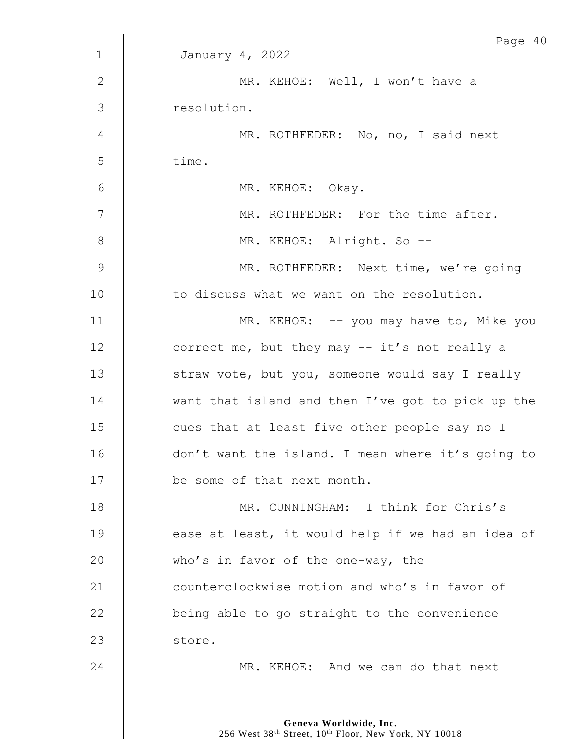January 4, 2022

MR. KEHOE: Well, I won't have a resolution.

MR. ROTHFEDER: No, no, I said next time.

MR. KEHOE: Okay.

MR. ROTHFEDER: For the time after.

MR. KEHOE: Alright. So --

MR. ROTHFEDER: Next time, we're going to discuss what we want on the resolution.

MR. KEHOE: -- you may have to, Mike you correct me, but they may -- it's not really a straw vote, but you, someone would say I really want that island and then I've got to pick up the cues that at least five other people say no I don't want the island. I mean where it's going to be some of that next month.

MR. CUNNINGHAM: I think for Chris's ease at least, it would help if we had an idea of who's in favor of the one-way, the counterclockwise motion and who's in favor of being able to go straight to the convenience store.

MR. KEHOE: And we can do that next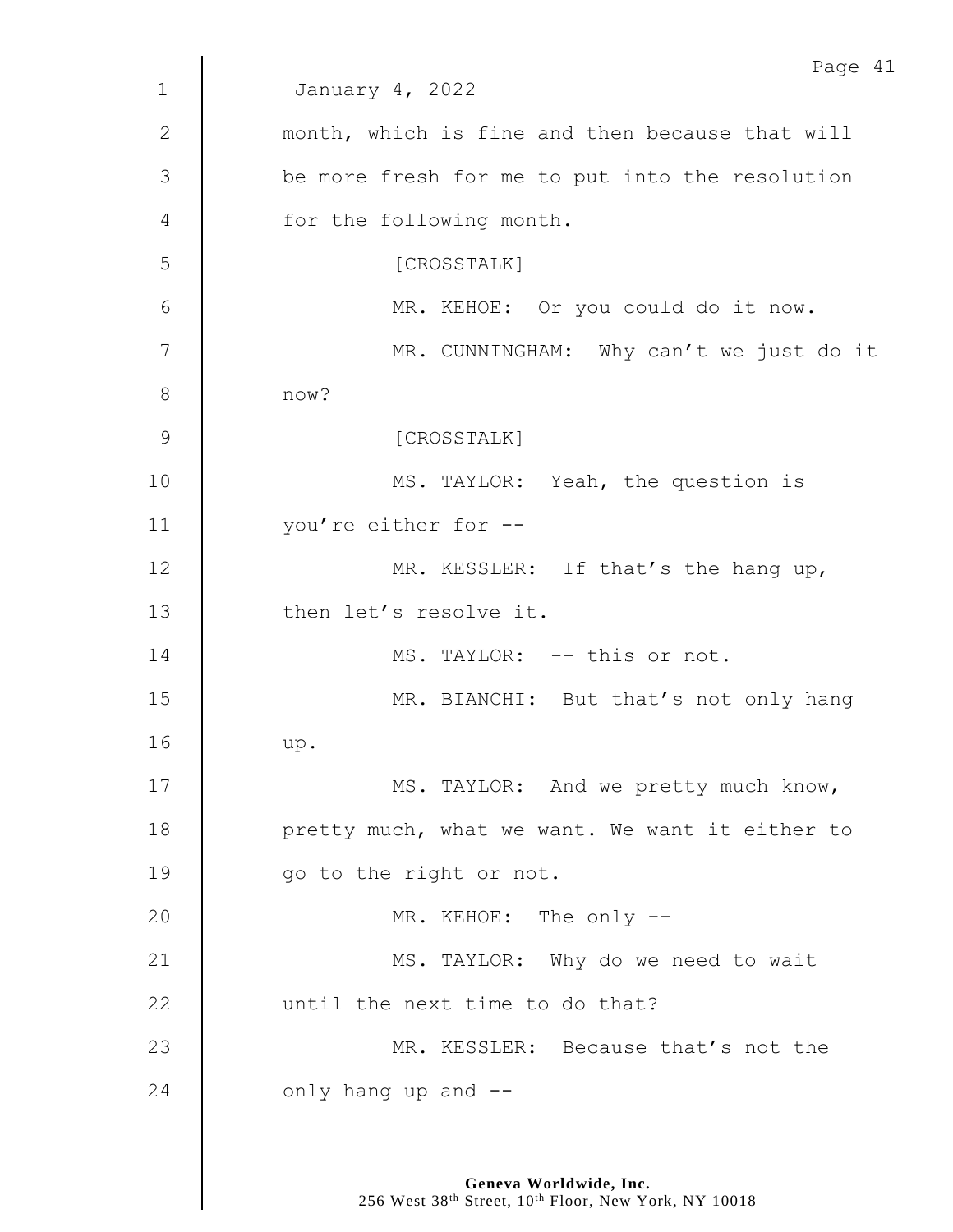January 4, 2022

month, which is fine and then because that will be more fresh for me to put into the resolution for the following month.

[CROSSTALK]

MR. KEHOE: Or you could do it now.

MR. CUNNINGHAM: Why can't we just do it now?

[CROSSTALK]

MS. TAYLOR: Yeah, the question is you're either for --

MR. KESSLER: If that's the hang up, then let's resolve it.

MS. TAYLOR: -- this or not.

MR. BIANCHI: But that's not only hang up.

MS. TAYLOR: And we pretty much know, pretty much, what we want. We want it either to go to the right or not.

MR. KEHOE: The only --

MS. TAYLOR: Why do we need to wait until the next time to do that?

MR. KESSLER: Because that's not the only hang up and --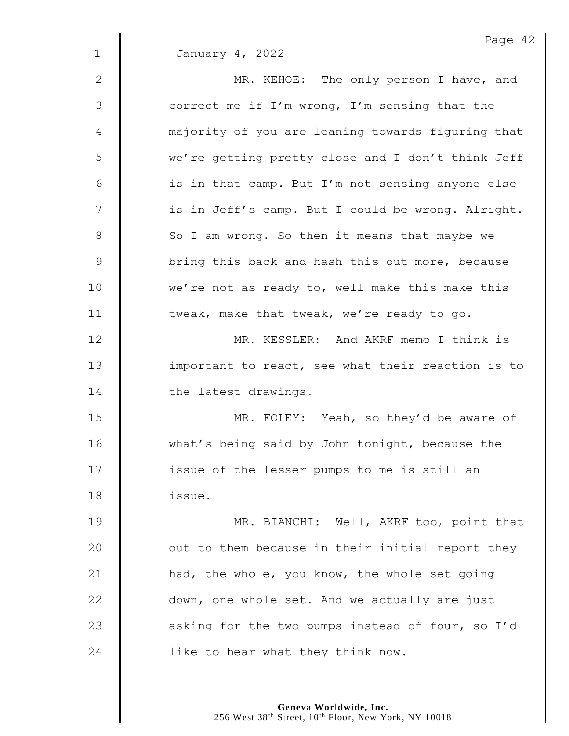January 4, 2022

MR. KEHOE: The only person I have, and correct me if I'm wrong, I'm sensing that the majority of you are leaning towards figuring that we're getting pretty close and I don't think Jeff is in that camp. But I'm not sensing anyone else is in Jeff's camp. But I could be wrong. Alright. So I am wrong. So then it means that maybe we bring this back and hash this out more, because we're not as ready to, well make this make this tweak, make that tweak, we're ready to go.

MR. KESSLER: And AKRF memo I think is important to react, see what their reaction is to the latest drawings.

MR. FOLEY: Yeah, so they'd be aware of what's being said by John tonight, because the issue of the lesser pumps to me is still an issue.

MR. BIANCHI: Well, AKRF too, point that out to them because in their initial report they had, the whole, you know, the whole set going down, one whole set. And we actually are just asking for the two pumps instead of four, so I'd like to hear what they think now.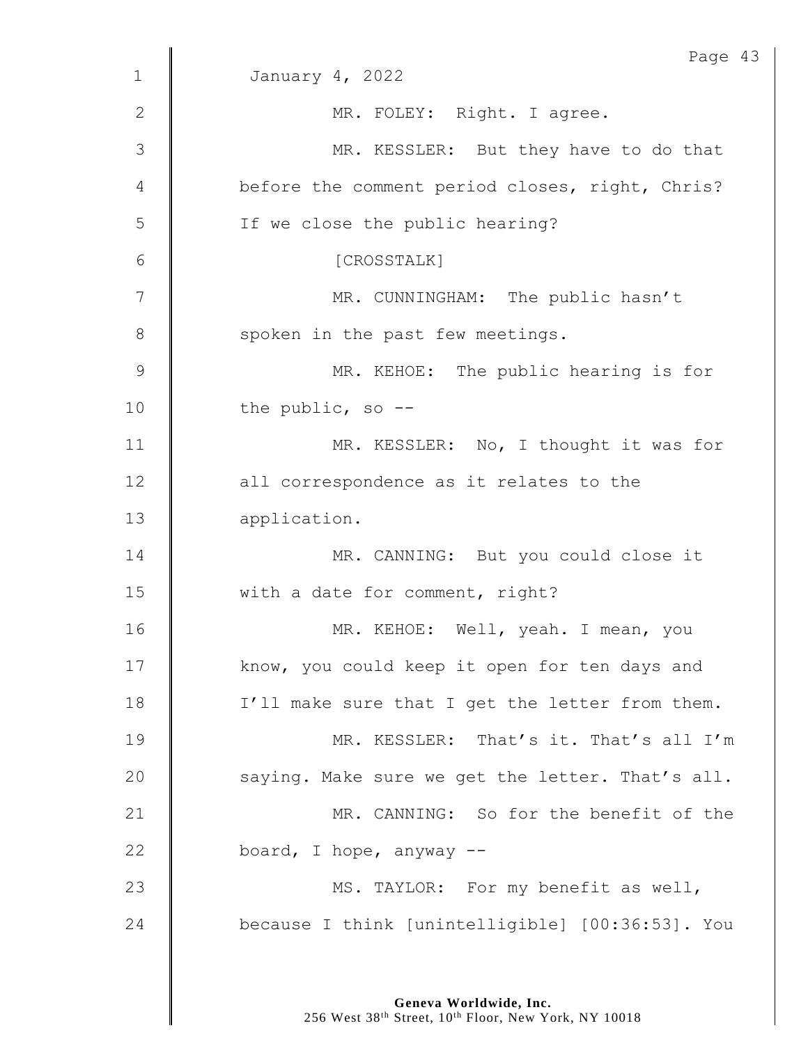January 4, 2022

MR. FOLEY: Right. I agree.

MR. KESSLER: But they have to do that before the comment period closes, right, Chris? If we close the public hearing?

[CROSSTALK]

MR. CUNNINGHAM: The public hasn't spoken in the past few meetings.

MR. KEHOE: The public hearing is for the public, so --

MR. KESSLER: No, I thought it was for all correspondence as it relates to the application.

MR. CANNING: But you could close it with a date for comment, right?

MR. KEHOE: Well, yeah. I mean, you know, you could keep it open for ten days and I'll make sure that I get the letter from them.

MR. KESSLER: That's it. That's all I'm saying. Make sure we get the letter. That's all.

MR. CANNING: So for the benefit of the board, I hope, anyway --

MS. TAYLOR: For my benefit as well, because I think [unintelligible] [00:36:53]. You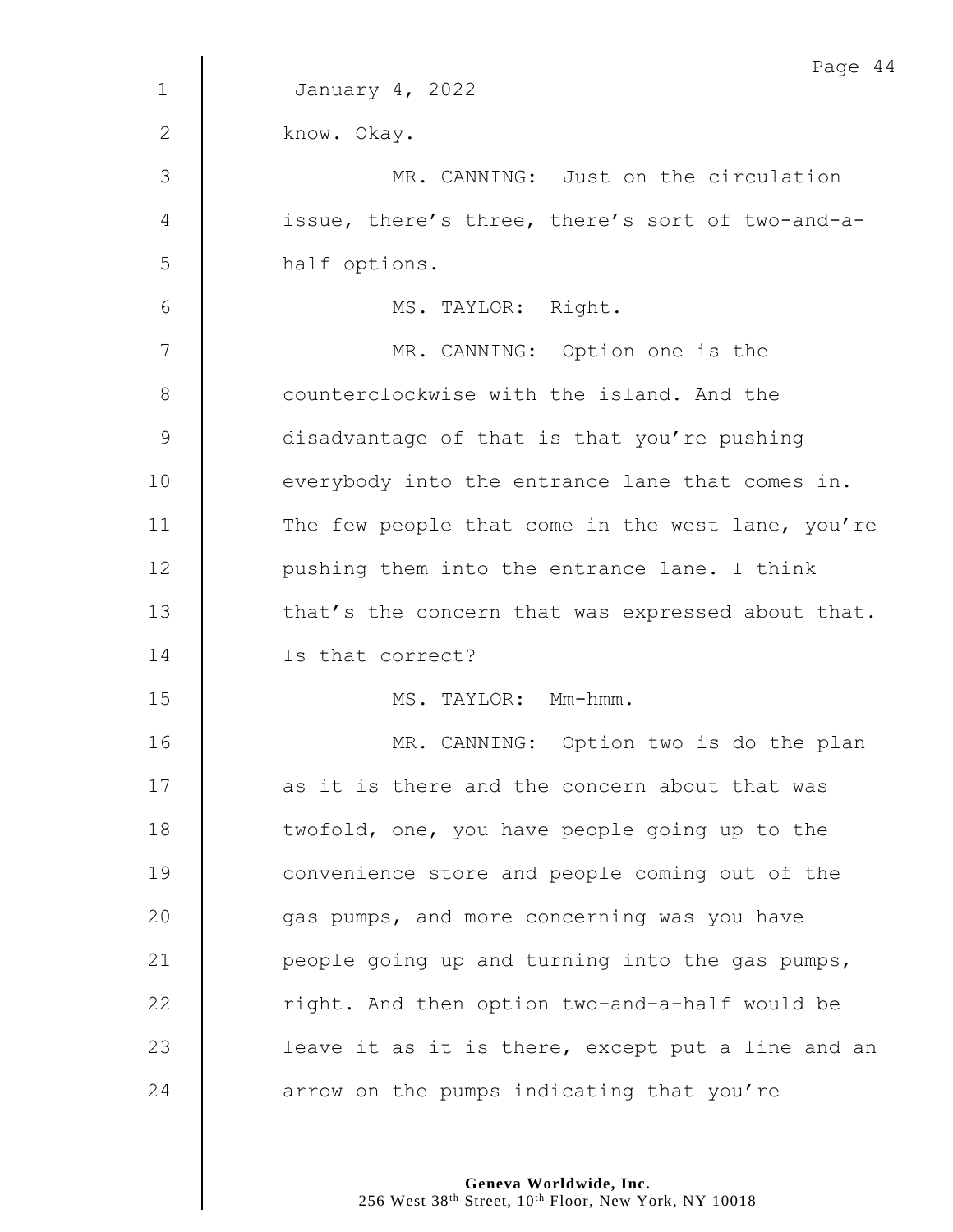January 4, 2022

know. Okay.

MR. CANNING: Just on the circulation issue, there's three, there's sort of two-and-a-half options.

MS. TAYLOR: Right.

MR. CANNING: Option one is the counterclockwise with the island. And the disadvantage of that is that you're pushing everybody into the entrance lane that comes in. The few people that come in the west lane, you're pushing them into the entrance lane. I think that's the concern that was expressed about that. Is that correct?

MS. TAYLOR: Mm-hmm.

MR. CANNING: Option two is do the plan as it is there and the concern about that was twofold, one, you have people going up to the convenience store and people coming out of the gas pumps, and more concerning was you have people going up and turning into the gas pumps, right. And then option two-and-a-half would be leave it as it is there, except put a line and an arrow on the pumps indicating that you're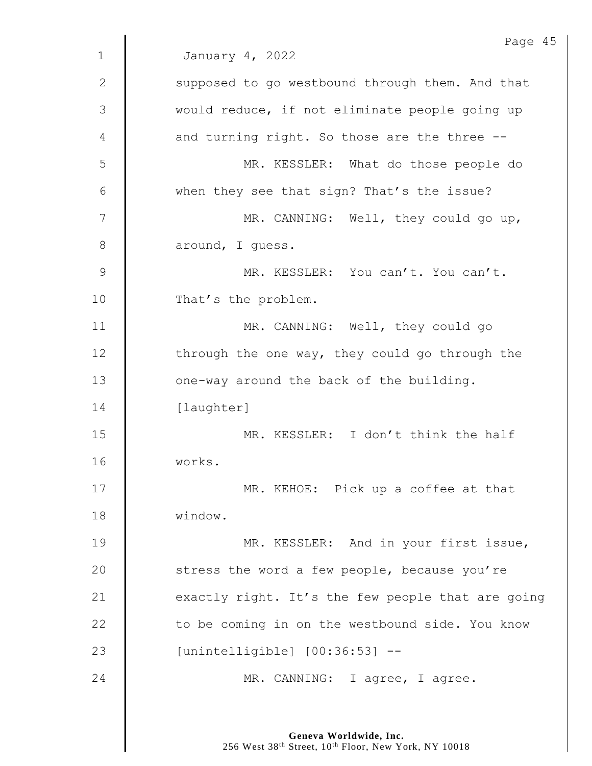January 4, 2022

supposed to go westbound through them. And that would reduce, if not eliminate people going up and turning right. So those are the three --

MR. KESSLER: What do those people do when they see that sign? That's the issue?

MR. CANNING: Well, they could go up, around, I guess.

MR. KESSLER: You can't. You can't. That's the problem.

MR. CANNING: Well, they could go through the one way, they could go through the one-way around the back of the building.

[laughter]

MR. KESSLER: I don't think the half works.

MR. KEHOE: Pick up a coffee at that window.

MR. KESSLER: And in your first issue, stress the word a few people, because you're exactly right. It's the few people that are going to be coming in on the westbound side. You know [unintelligible] [00:36:53] --

MR. CANNING: I agree, I agree.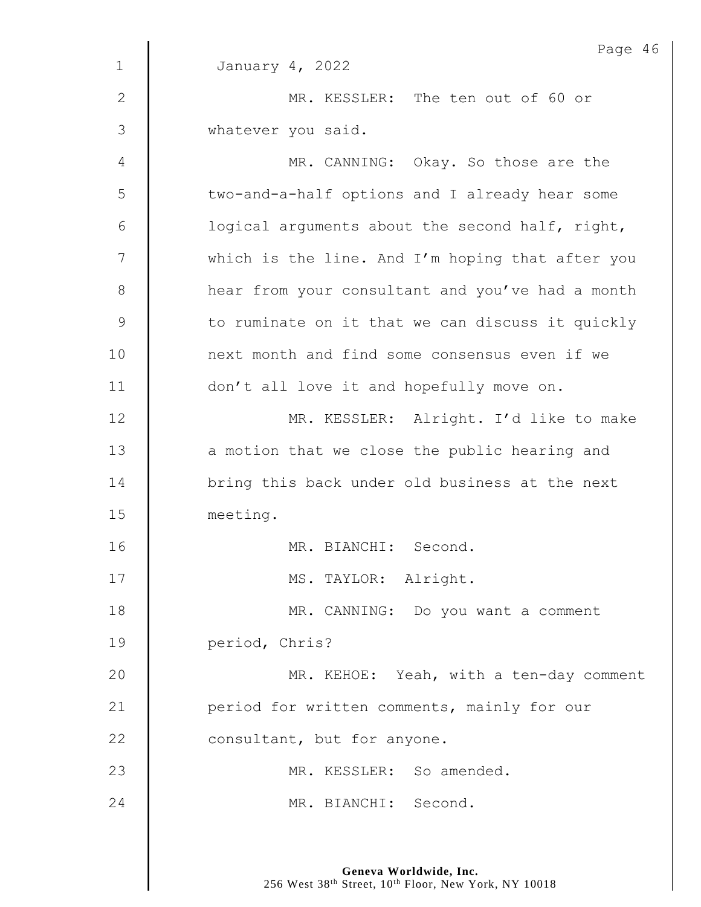January 4, 2022

MR. KESSLER: The ten out of 60 or whatever you said.

MR. CANNING: Okay. So those are the two-and-a-half options and I already hear some logical arguments about the second half, right, which is the line. And I'm hoping that after you hear from your consultant and you've had a month to ruminate on it that we can discuss it quickly next month and find some consensus even if we don't all love it and hopefully move on.

MR. KESSLER: Alright. I'd like to make a motion that we close the public hearing and bring this back under old business at the next meeting.

MR. BIANCHI: Second.

MS. TAYLOR: Alright.

MR. CANNING: Do you want a comment period, Chris?

MR. KEHOE: Yeah, with a ten-day comment period for written comments, mainly for our consultant, but for anyone.

MR. KESSLER: So amended.

MR. BIANCHI: Second.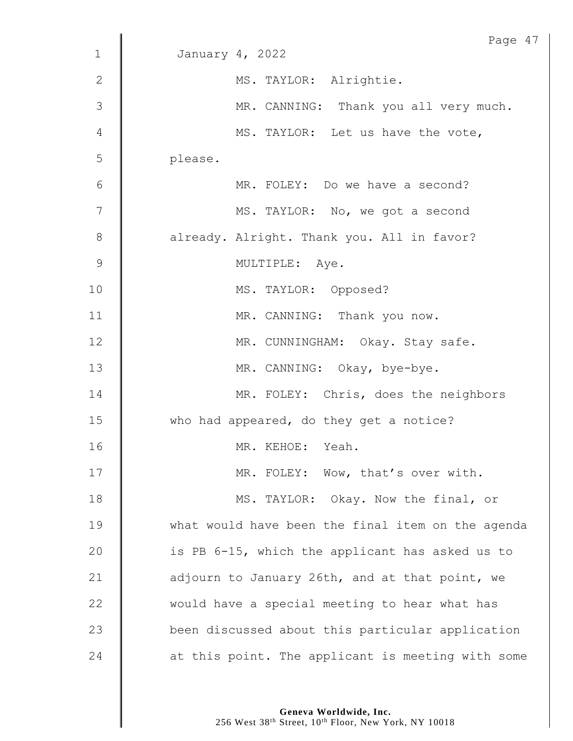January 4, 2022

MS. TAYLOR: Alrightie.

MR. CANNING: Thank you all very much.

MS. TAYLOR: Let us have the vote, please.

MR. FOLEY: Do we have a second?

MS. TAYLOR: No, we got a second already. Alright. Thank you. All in favor?

MULTIPLE: Aye.

MS. TAYLOR: Opposed?

MR. CANNING: Thank you now.

MR. CUNNINGHAM: Okay. Stay safe.

MR. CANNING: Okay, bye-bye.

MR. FOLEY: Chris, does the neighbors who had appeared, do they get a notice?

MR. KEHOE: Yeah.

MR. FOLEY: Wow, that's over with.

MS. TAYLOR: Okay. Now the final, or what would have been the final item on the agenda is PB 6-15, which the applicant has asked us to adjourn to January 26th, and at that point, we would have a special meeting to hear what has been discussed about this particular application at this point. The applicant is meeting with some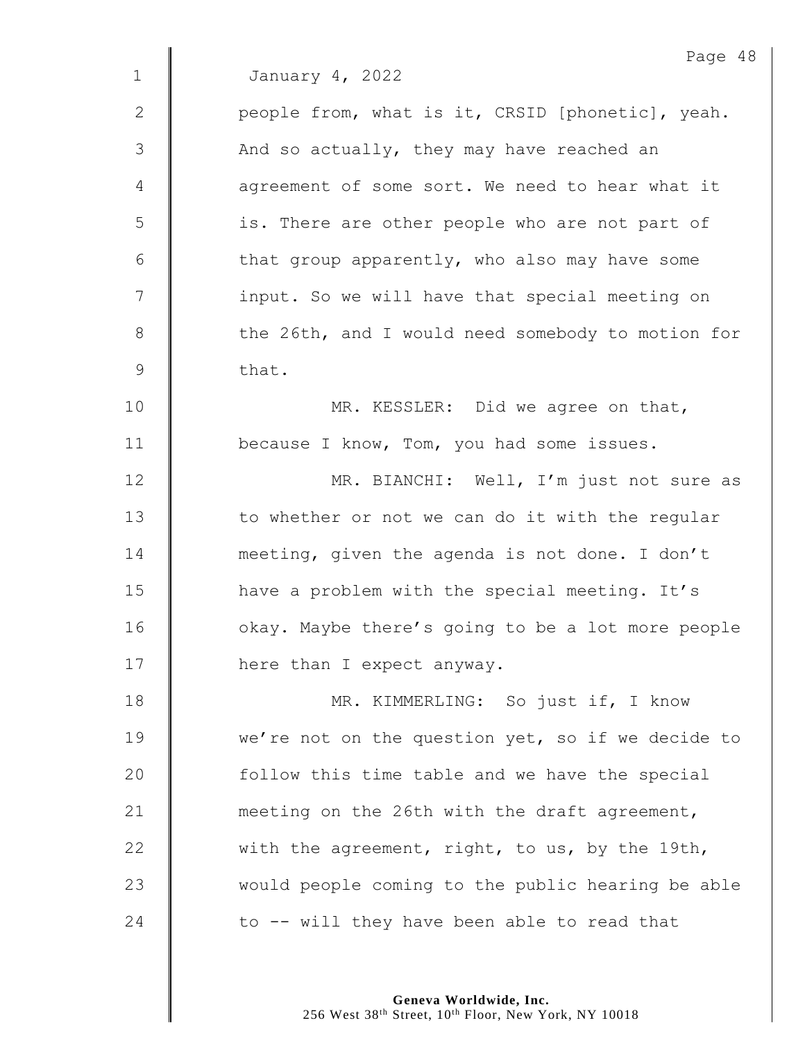January 4, 2022

people from, what is it, CRSID [phonetic], yeah. And so actually, they may have reached an agreement of some sort. We need to hear what it is. There are other people who are not part of that group apparently, who also may have some input. So we will have that special meeting on the 26th, and I would need somebody to motion for that.

MR. KESSLER: Did we agree on that, because I know, Tom, you had some issues.

MR. BIANCHI: Well, I'm just not sure as to whether or not we can do it with the regular meeting, given the agenda is not done. I don't have a problem with the special meeting. It's okay. Maybe there's going to be a lot more people here than I expect anyway.

MR. KIMMERLING: So just if, I know we're not on the question yet, so if we decide to follow this time table and we have the special meeting on the 26th with the draft agreement, with the agreement, right, to us, by the 19th, would people coming to the public hearing be able to -- will they have been able to read that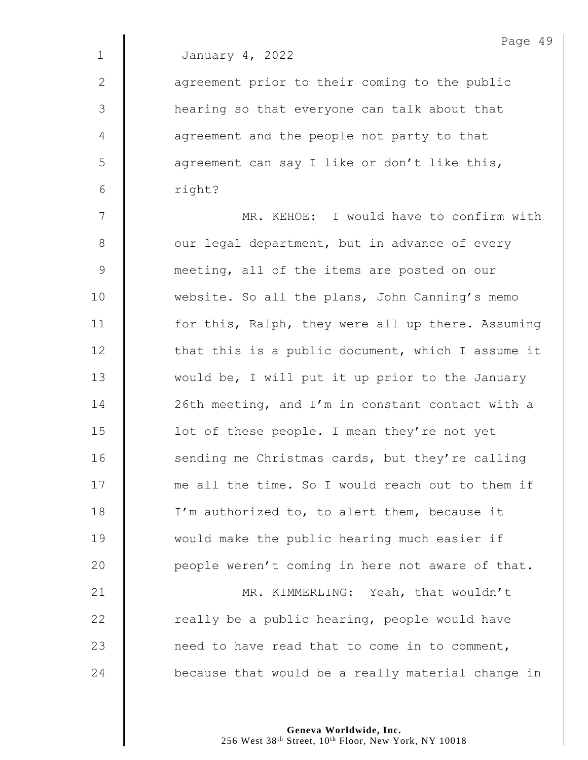January 4, 2022

agreement prior to their coming to the public hearing so that everyone can talk about that agreement and the people not party to that agreement can say I like or don't like this, right?

MR. KEHOE: I would have to confirm with our legal department, but in advance of every meeting, all of the items are posted on our website. So all the plans, John Canning's memo for this, Ralph, they were all up there. Assuming that this is a public document, which I assume it would be, I will put it up prior to the January 26th meeting, and I'm in constant contact with a lot of these people. I mean they're not yet sending me Christmas cards, but they're calling me all the time. So I would reach out to them if I'm authorized to, to alert them, because it would make the public hearing much easier if people weren't coming in here not aware of that.

MR. KIMMERLING: Yeah, that wouldn't really be a public hearing, people would have need to have read that to come in to comment, because that would be a really material change in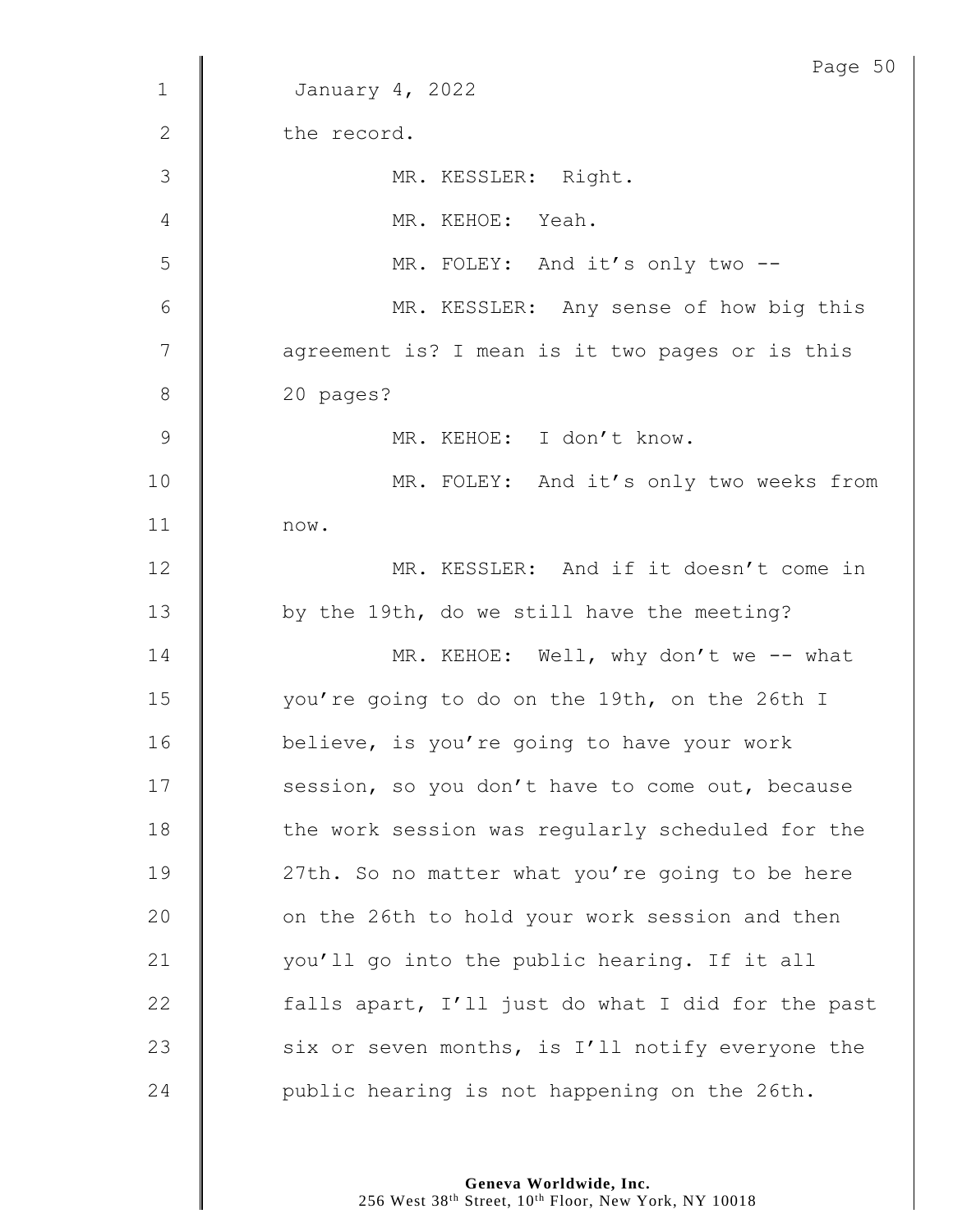January 4, 2022

the record.

MR. KESSLER: Right.

MR. KEHOE: Yeah.

MR. FOLEY: And it's only two --

MR. KESSLER: Any sense of how big this agreement is? I mean is it two pages or is this 20 pages?

MR. KEHOE: I don't know.

MR. FOLEY: And it's only two weeks from now.

MR. KESSLER: And if it doesn't come in by the 19th, do we still have the meeting?

MR. KEHOE: Well, why don't we -- what you're going to do on the 19th, on the 26th I believe, is you're going to have your work session, so you don't have to come out, because the work session was regularly scheduled for the 27th. So no matter what you're going to be here on the 26th to hold your work session and then you'll go into the public hearing. If it all falls apart, I'll just do what I did for the past six or seven months, is I'll notify everyone the public hearing is not happening on the 26th.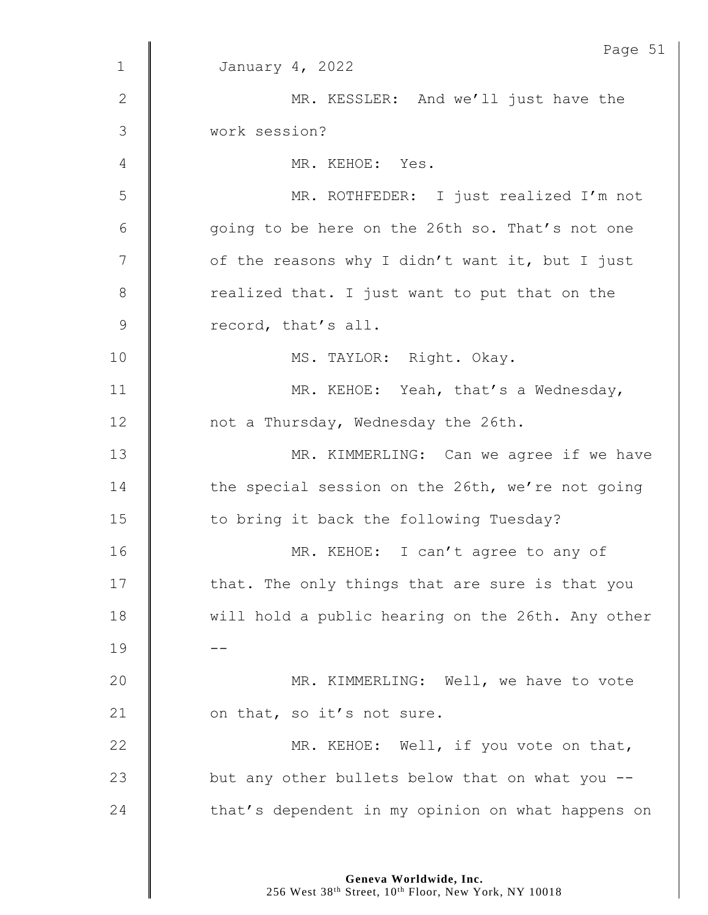January 4, 2022

MR. KESSLER: And we'll just have the work session?

MR. KEHOE: Yes.

MR. ROTHFEDER: I just realized I'm not going to be here on the 26th so. That's not one of the reasons why I didn't want it, but I just realized that. I just want to put that on the record, that's all.

MS. TAYLOR: Right. Okay.

MR. KEHOE: Yeah, that's a Wednesday, not a Thursday, Wednesday the 26th.

MR. KIMMERLING: Can we agree if we have the special session on the 26th, we're not going to bring it back the following Tuesday?

MR. KEHOE: I can't agree to any of that. The only things that are sure is that you will hold a public hearing on the 26th. Any other --

MR. KIMMERLING: Well, we have to vote on that, so it's not sure.

MR. KEHOE: Well, if you vote on that, but any other bullets below that on what you -- that's dependent in my opinion on what happens on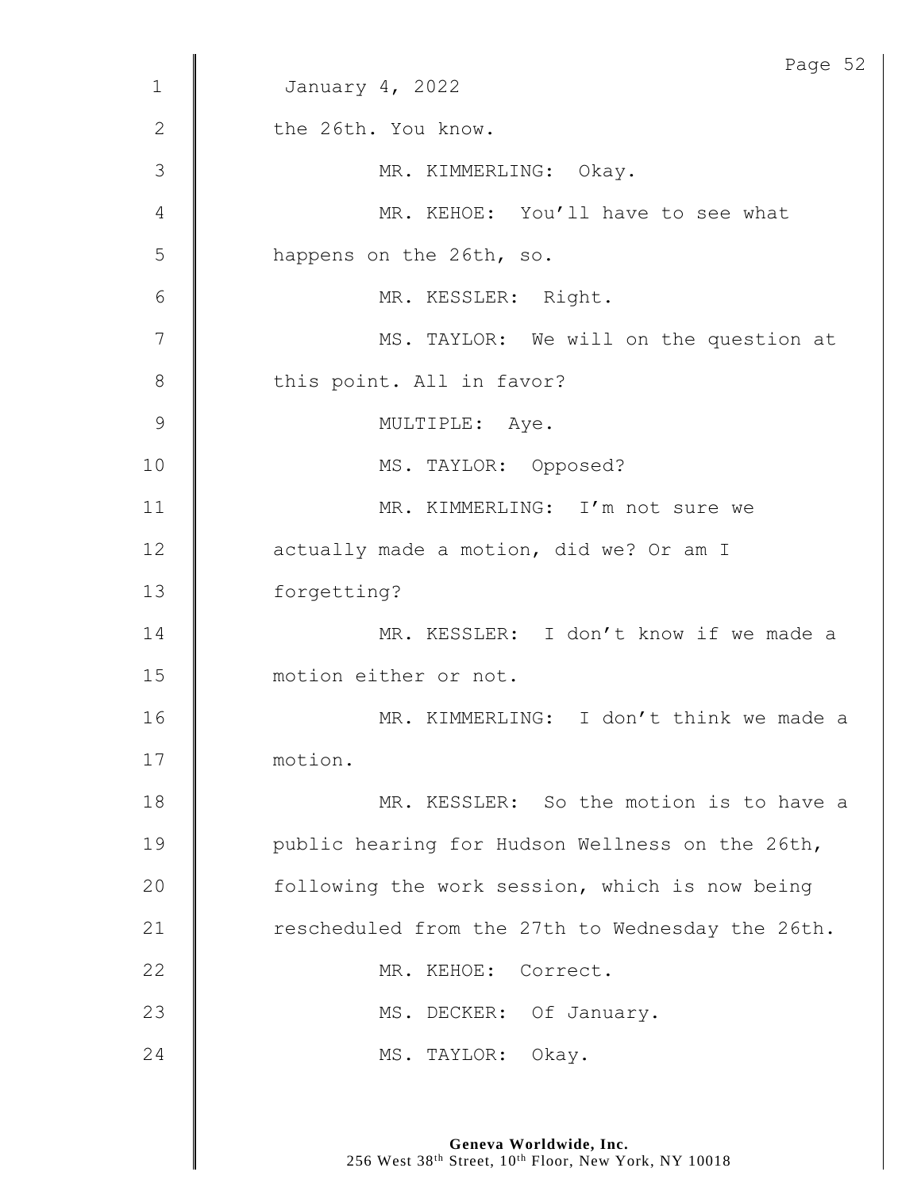January 4, 2022

the 26th. You know.

MR. KIMMERLING: Okay.

MR. KEHOE: You'll have to see what happens on the 26th, so.

MR. KESSLER: Right.

MS. TAYLOR: We will on the question at this point. All in favor?

MULTIPLE: Aye.

MS. TAYLOR: Opposed?

MR. KIMMERLING: I'm not sure we actually made a motion, did we? Or am I forgetting?

MR. KESSLER: I don't know if we made a motion either or not.

MR. KIMMERLING: I don't think we made a motion.

MR. KESSLER: So the motion is to have a public hearing for Hudson Wellness on the 26th, following the work session, which is now being rescheduled from the 27th to Wednesday the 26th.

MR. KEHOE: Correct.

MS. DECKER: Of January.

MS. TAYLOR: Okay.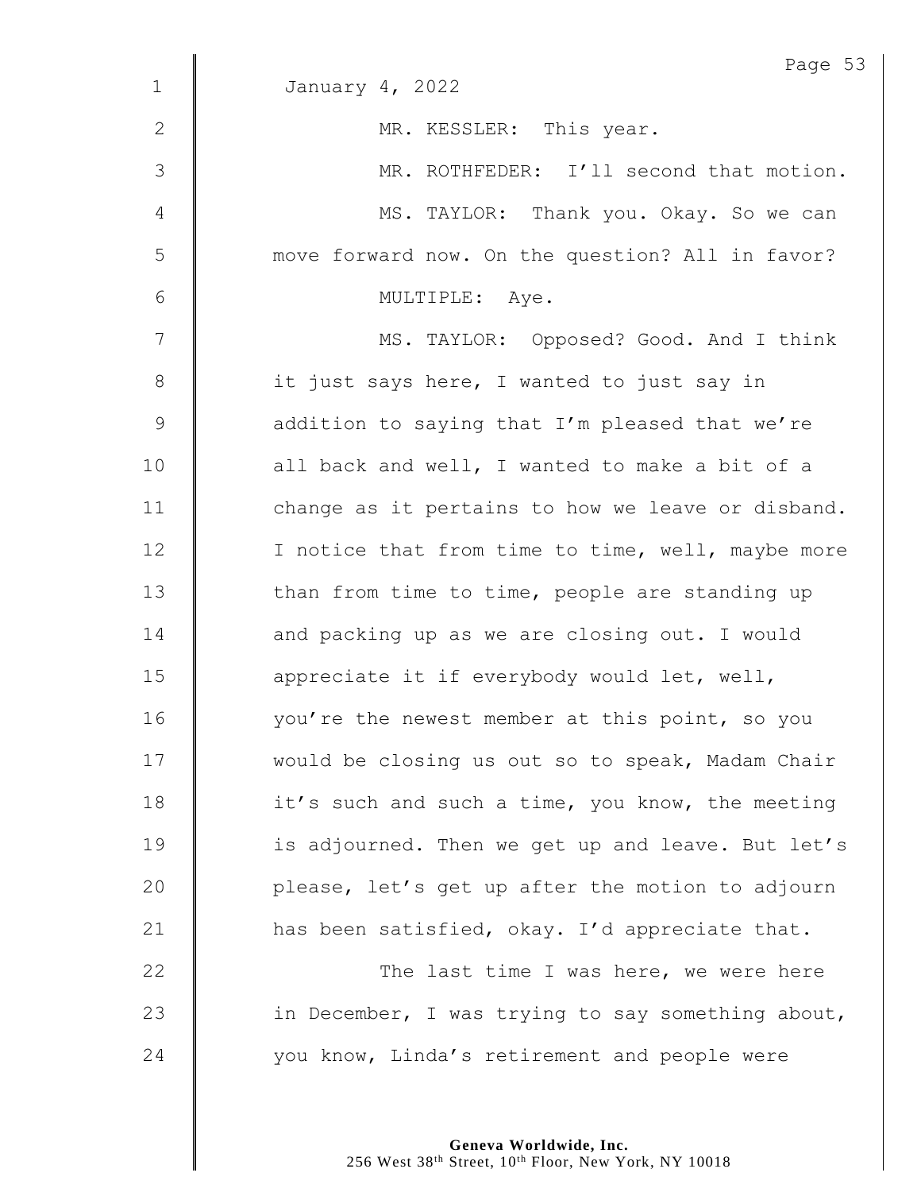January 4, 2022

MR. KESSLER: This year.

MR. ROTHFEDER: I'll second that motion.

MS. TAYLOR: Thank you. Okay. So we can move forward now. On the question? All in favor?

MULTIPLE: Aye.

MS. TAYLOR: Opposed? Good. And I think it just says here, I wanted to just say in addition to saying that I'm pleased that we're all back and well, I wanted to make a bit of a change as it pertains to how we leave or disband. I notice that from time to time, well, maybe more than from time to time, people are standing up and packing up as we are closing out. I would appreciate it if everybody would let, well, you're the newest member at this point, so you would be closing us out so to speak, Madam Chair it's such and such a time, you know, the meeting is adjourned. Then we get up and leave. But let's please, let's get up after the motion to adjourn has been satisfied, okay. I'd appreciate that.

The last time I was here, we were here in December, I was trying to say something about, you know, Linda's retirement and people were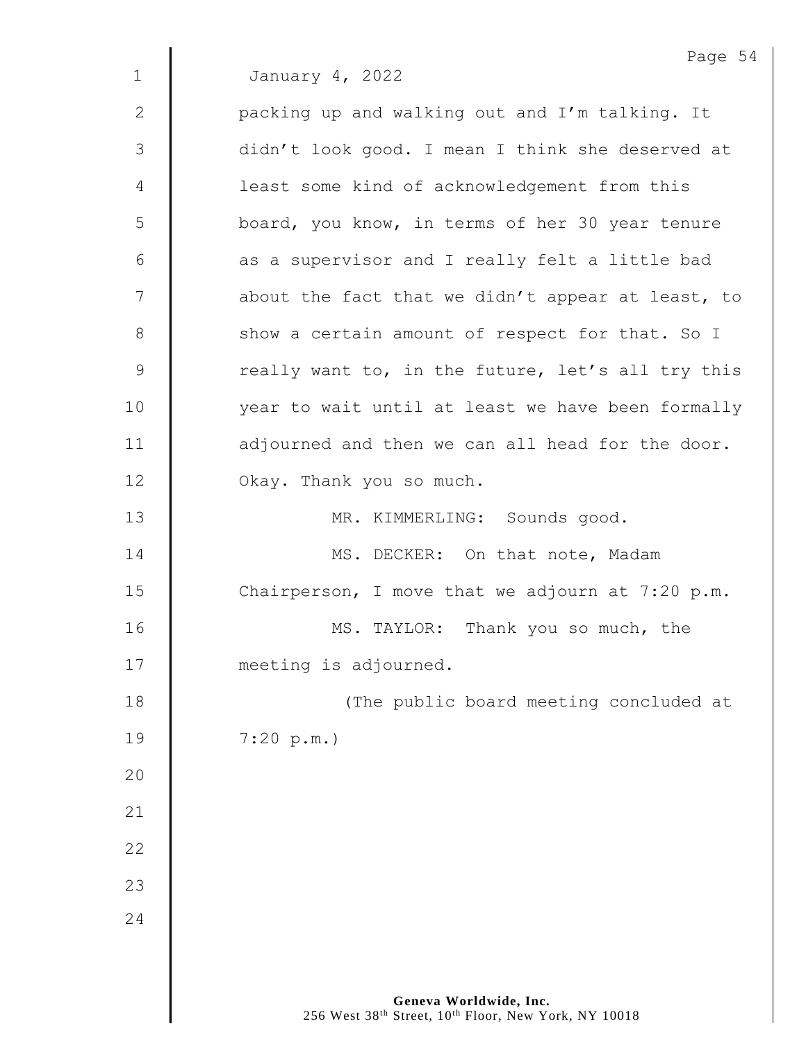January 4, 2022

packing up and walking out and I'm talking. It didn't look good. I mean I think she deserved at least some kind of acknowledgement from this board, you know, in terms of her 30 year tenure as a supervisor and I really felt a little bad about the fact that we didn't appear at least, to show a certain amount of respect for that. So I really want to, in the future, let's all try this year to wait until at least we have been formally adjourned and then we can all head for the door. Okay. Thank you so much.

MR. KIMMERLING: Sounds good.

MS. DECKER: On that note, Madam Chairperson, I move that we adjourn at 7:20 p.m.

MS. TAYLOR: Thank you so much, the meeting is adjourned.

(The public board meeting concluded at 7:20 p.m.)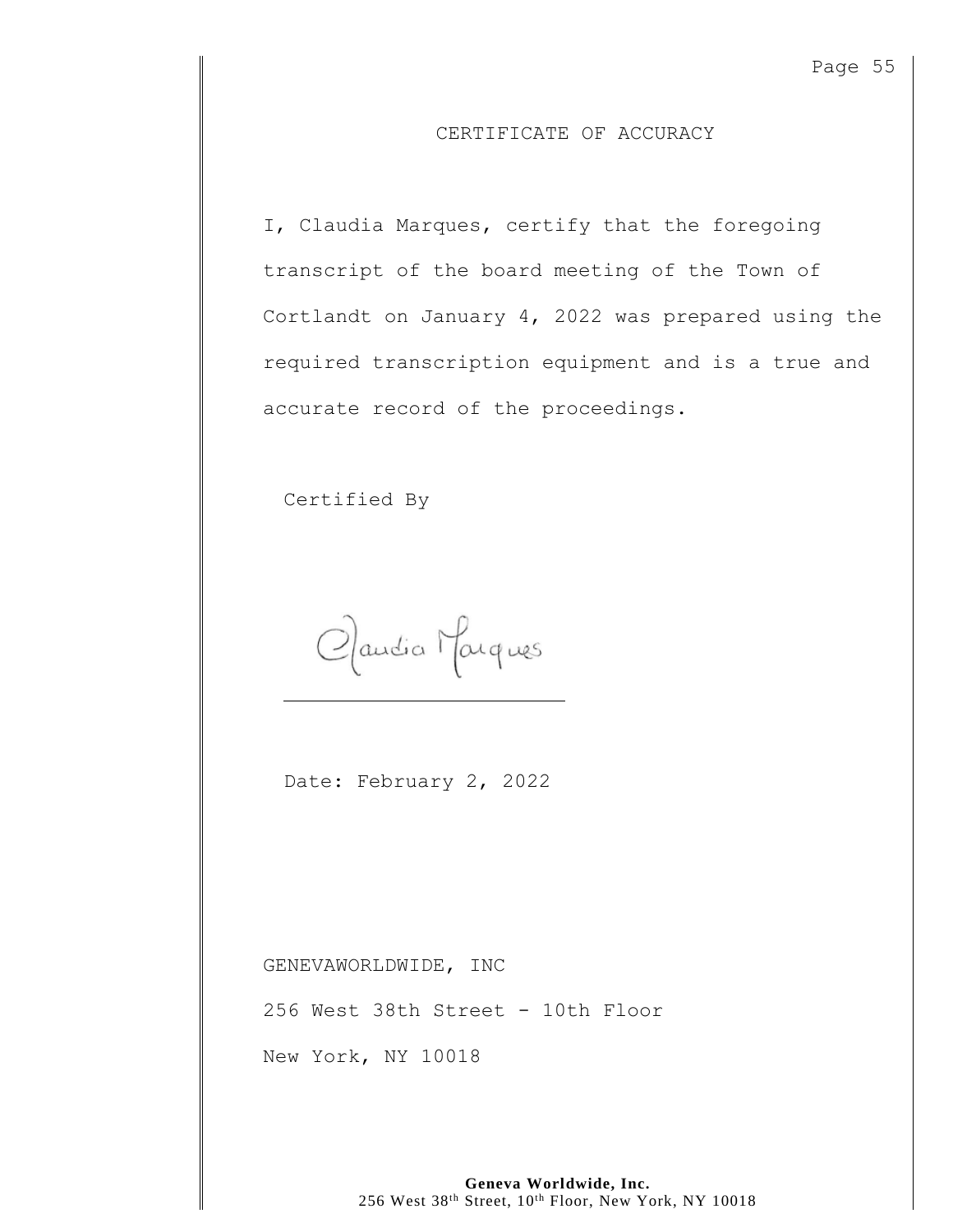## CERTIFICATE OF ACCURACY

I, Claudia Marques, certify that the foregoing transcript of the board meeting of the Town of Cortlandt on January 4, 2022 was prepared using the required transcription equipment and is a true and accurate record of the proceedings.

Certified By

Claudia Marques

_______________________

Date: February 2, 2022

GENEVAWORLDWIDE, INC

256 West 38th Street - 10th Floor

New York, NY 10018